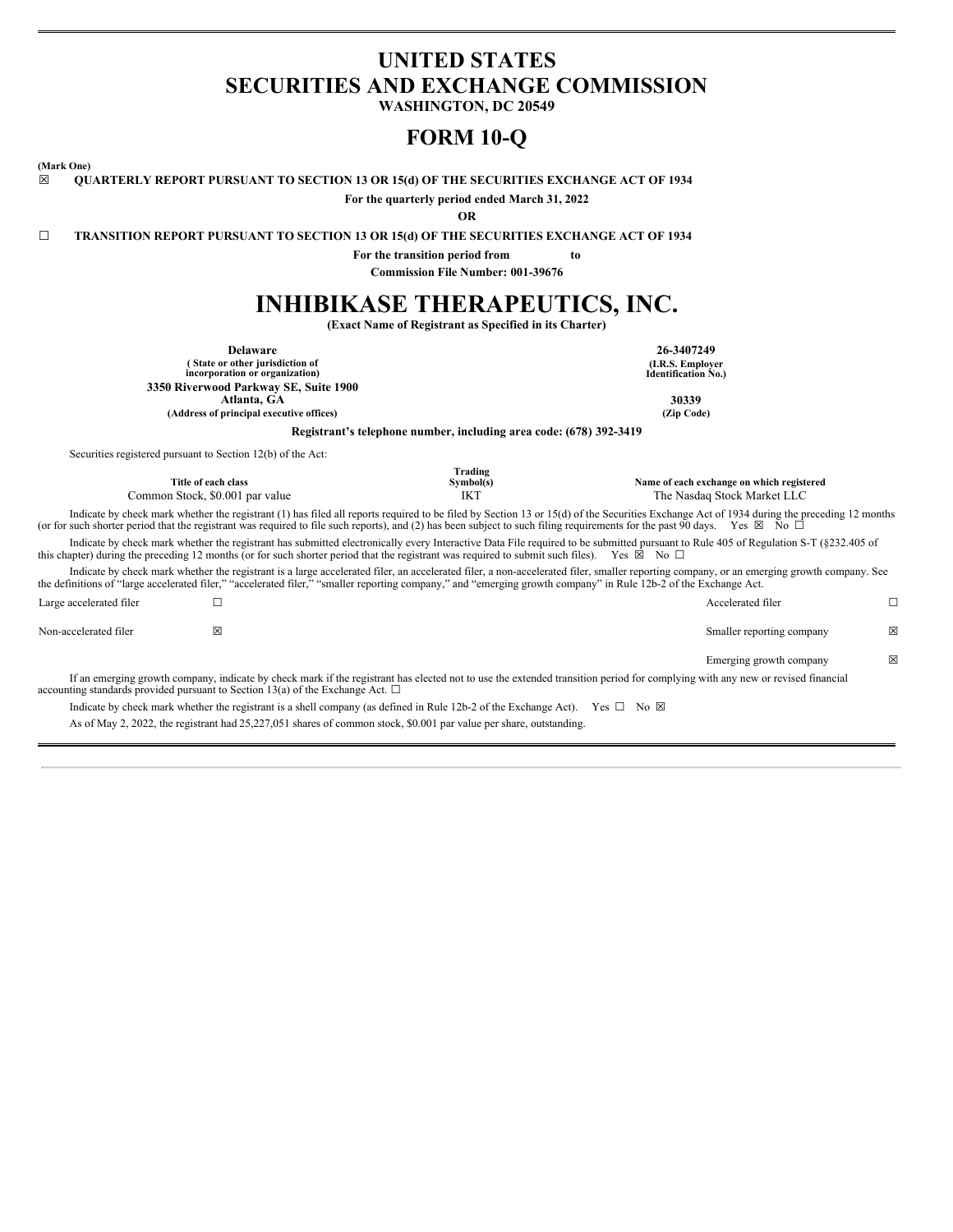# UNITED STATES
# SECURITIES AND EXCHANGE COMMISSION

**WASHINGTON, DC 20549**

# FORM 10-Q

**(Mark One)**

☒ **QUARTERLY REPORT PURSUANT TO SECTION 13 OR 15(d) OF THE SECURITIES EXCHANGE ACT OF 1934**

**For the quarterly period ended March 31, 2022**

**OR**

☐ **TRANSITION REPORT PURSUANT TO SECTION 13 OR 15(d) OF THE SECURITIES EXCHANGE ACT OF 1934**

**For the transition period from to**

**Commission File Number: 001-39676**

# INHIBIKASE THERAPEUTICS, INC.

**(Exact Name of Registrant as Specified in its Charter)**

| | |
|---|---|
| **Delaware** | **26-3407249** |
| **( State or other jurisdiction of incorporation or organization)** | **(I.R.S. Employer Identification No.)** |
| **3350 Riverwood Parkway SE, Suite 1900** | |
| **Atlanta, GA** | **30339** |
| **(Address of principal executive offices)** | **(Zip Code)** |

**Registrant's telephone number, including area code: (678) 392-3419**

Securities registered pursuant to Section 12(b) of the Act:

| Title of each class | Trading Symbol(s) | Name of each exchange on which registered |
|---|---|---|
| Common Stock, $0.001 par value | IKT | The Nasdaq Stock Market LLC |

Indicate by check mark whether the registrant (1) has filed all reports required to be filed by Section 13 or 15(d) of the Securities Exchange Act of 1934 during the preceding 12 months (or for such shorter period that the registrant was required to file such reports), and (2) has been subject to such filing requirements for the past 90 days. Yes ☒ No ☐

Indicate by check mark whether the registrant has submitted electronically every Interactive Data File required to be submitted pursuant to Rule 405 of Regulation S-T (§232.405 of this chapter) during the preceding 12 months (or for such shorter period that the registrant was required to submit such files). Yes ☒ No ☐

Indicate by check mark whether the registrant is a large accelerated filer, an accelerated filer, a non-accelerated filer, smaller reporting company, or an emerging growth company. See the definitions of "large accelerated filer," "accelerated filer," "smaller reporting company," and "emerging growth company" in Rule 12b-2 of the Exchange Act.

| | | | |
|---|---|---|---|
| Large accelerated filer | ☐ | Accelerated filer | ☐ |
| Non-accelerated filer | ☒ | Smaller reporting company | ☒ |
| | | Emerging growth company | ☒ |

If an emerging growth company, indicate by check mark if the registrant has elected not to use the extended transition period for complying with any new or revised financial accounting standards provided pursuant to Section 13(a) of the Exchange Act. ☐

Indicate by check mark whether the registrant is a shell company (as defined in Rule 12b-2 of the Exchange Act). Yes ☐ No ☒

As of May 2, 2022, the registrant had 25,227,051 shares of common stock, $0.001 par value per share, outstanding.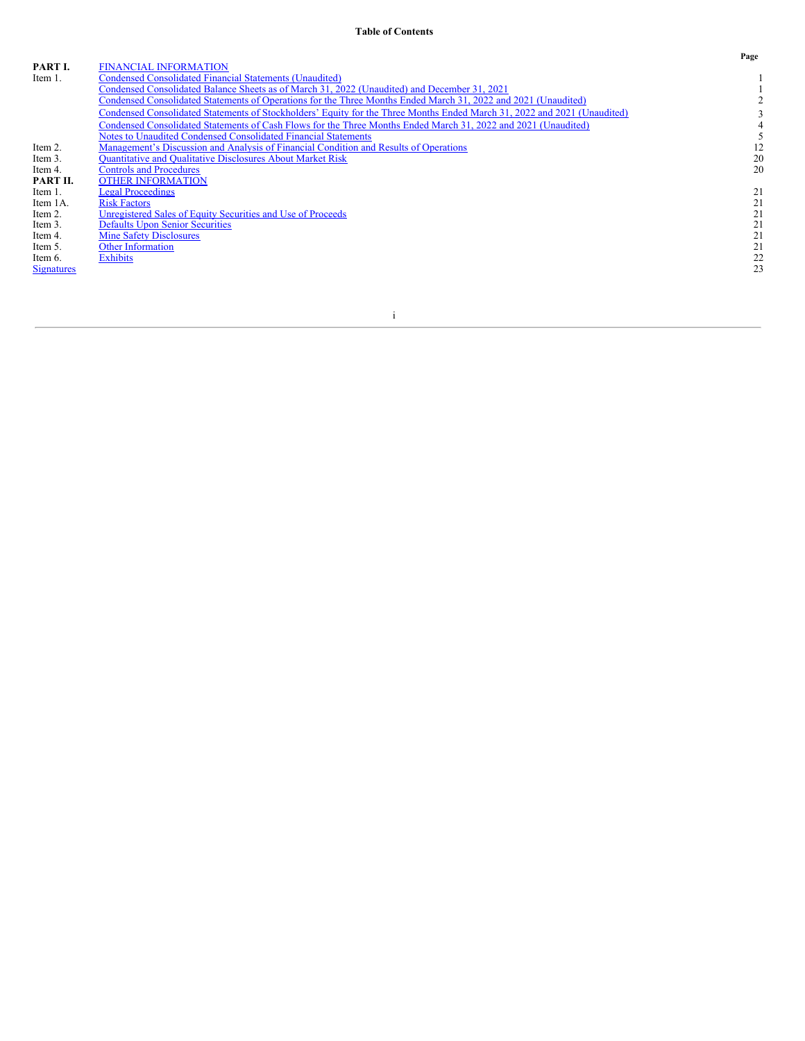# Table of Contents

| | | Page |
|---|---|---|
| **PART I.** | FINANCIAL INFORMATION | |
| Item 1. | Condensed Consolidated Financial Statements (Unaudited) | 1 |
| | Condensed Consolidated Balance Sheets as of March 31, 2022 (Unaudited) and December 31, 2021 | 1 |
| | Condensed Consolidated Statements of Operations for the Three Months Ended March 31, 2022 and 2021 (Unaudited) | 2 |
| | Condensed Consolidated Statements of Stockholders' Equity for the Three Months Ended March 31, 2022 and 2021 (Unaudited) | 3 |
| | Condensed Consolidated Statements of Cash Flows for the Three Months Ended March 31, 2022 and 2021 (Unaudited) | 4 |
| | Notes to Unaudited Condensed Consolidated Financial Statements | 5 |
| Item 2. | Management's Discussion and Analysis of Financial Condition and Results of Operations | 12 |
| Item 3. | Quantitative and Qualitative Disclosures About Market Risk | 20 |
| Item 4. | Controls and Procedures | 20 |
| **PART II.** | OTHER INFORMATION | |
| Item 1. | Legal Proceedings | 21 |
| Item 1A. | Risk Factors | 21 |
| Item 2. | Unregistered Sales of Equity Securities and Use of Proceeds | 21 |
| Item 3. | Defaults Upon Senior Securities | 21 |
| Item 4. | Mine Safety Disclosures | 21 |
| Item 5. | Other Information | 21 |
| Item 6. | Exhibits | 22 |
| Signatures | | 23 |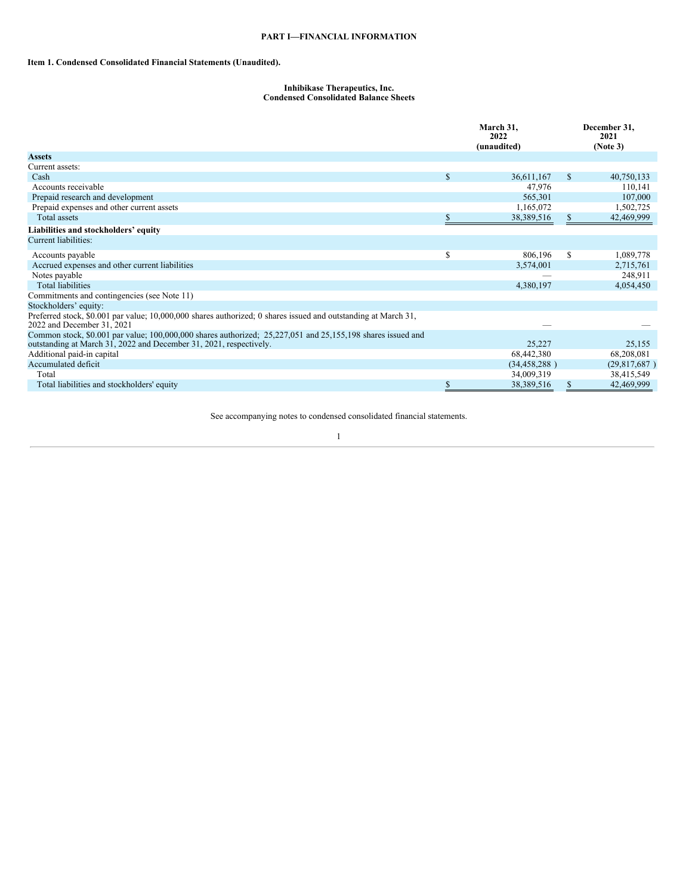## PART I—FINANCIAL INFORMATION

### Item 1. Condensed Consolidated Financial Statements (Unaudited).

**Inhibikase Therapeutics, Inc.**
**Condensed Consolidated Balance Sheets**

| | March 31, 2022 (unaudited) | December 31, 2021 (Note 3) |
|---|---|---|
| **Assets** | | |
| Current assets: | | |
| Cash | $ 36,611,167 | $ 40,750,133 |
| Accounts receivable | 47,976 | 110,141 |
| Prepaid research and development | 565,301 | 107,000 |
| Prepaid expenses and other current assets | 1,165,072 | 1,502,725 |
| Total assets | $ 38,389,516 | $ 42,469,999 |
| **Liabilities and stockholders' equity** | | |
| Current liabilities: | | |
| Accounts payable | $ 806,196 | $ 1,089,778 |
| Accrued expenses and other current liabilities | 3,574,001 | 2,715,761 |
| Notes payable | — | 248,911 |
| Total liabilities | 4,380,197 | 4,054,450 |
| Commitments and contingencies (see Note 11) | | |
| Stockholders' equity: | | |
| Preferred stock, $0.001 par value; 10,000,000 shares authorized; 0 shares issued and outstanding at March 31, 2022 and December 31, 2021 | — | — |
| Common stock, $0.001 par value; 100,000,000 shares authorized; 25,227,051 and 25,155,198 shares issued and outstanding at March 31, 2022 and December 31, 2021, respectively. | 25,227 | 25,155 |
| Additional paid-in capital | 68,442,380 | 68,208,081 |
| Accumulated deficit | (34,458,288 ) | (29,817,687 ) |
| Total | 34,009,319 | 38,415,549 |
| Total liabilities and stockholders' equity | $ 38,389,516 | $ 42,469,999 |

See accompanying notes to condensed consolidated financial statements.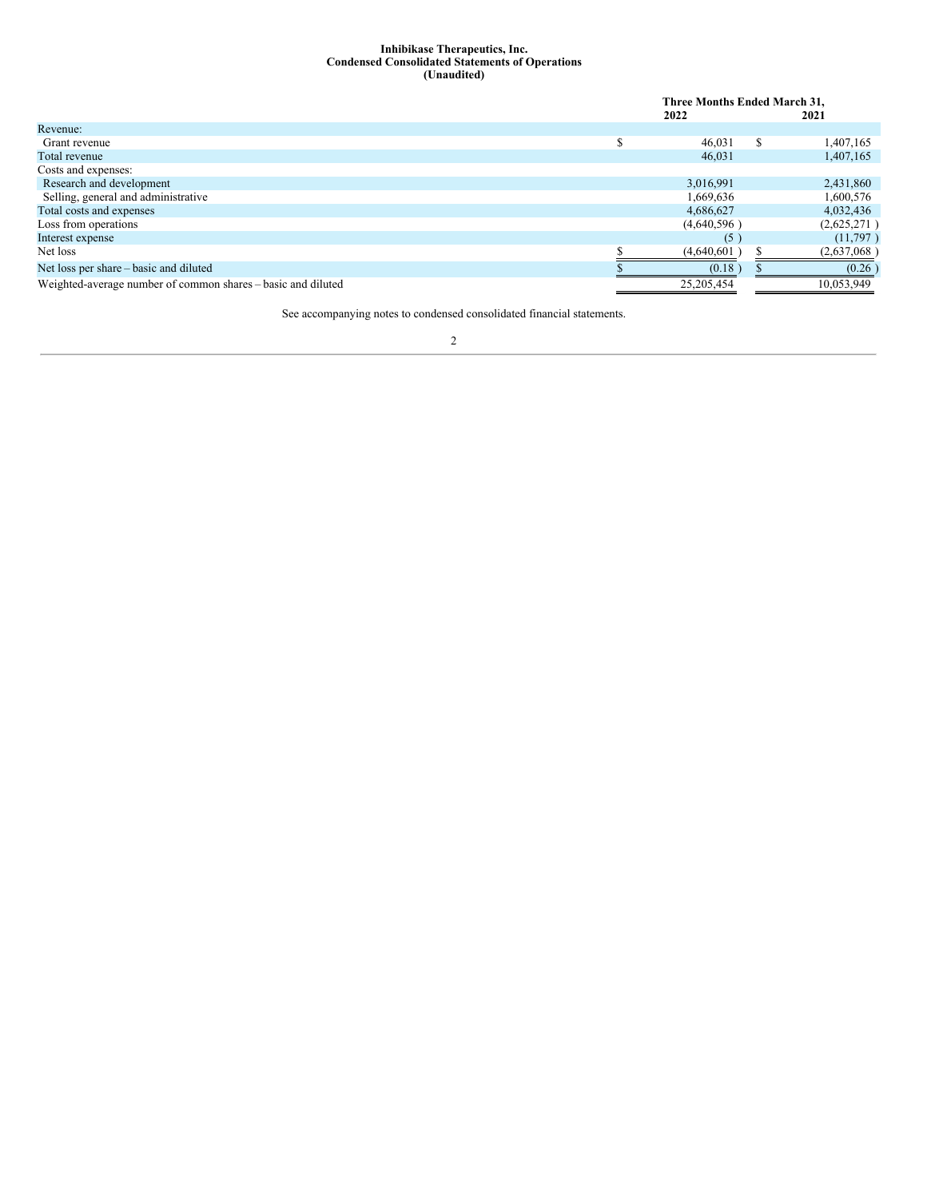**Inhibikase Therapeutics, Inc.**
**Condensed Consolidated Statements of Operations**
**(Unaudited)**

| | Three Months Ended March 31, | |
|---|---|---|
| | 2022 | 2021 |
| Revenue: | | |
| Grant revenue | $ 46,031 | $ 1,407,165 |
| Total revenue | 46,031 | 1,407,165 |
| Costs and expenses: | | |
| Research and development | 3,016,991 | 2,431,860 |
| Selling, general and administrative | 1,669,636 | 1,600,576 |
| Total costs and expenses | 4,686,627 | 4,032,436 |
| Loss from operations | (4,640,596 ) | (2,625,271 ) |
| Interest expense | (5 ) | (11,797 ) |
| Net loss | $ (4,640,601 ) | $ (2,637,068 ) |
| Net loss per share – basic and diluted | $ (0.18 ) | $ (0.26 ) |
| Weighted-average number of common shares – basic and diluted | 25,205,454 | 10,053,949 |

See accompanying notes to condensed consolidated financial statements.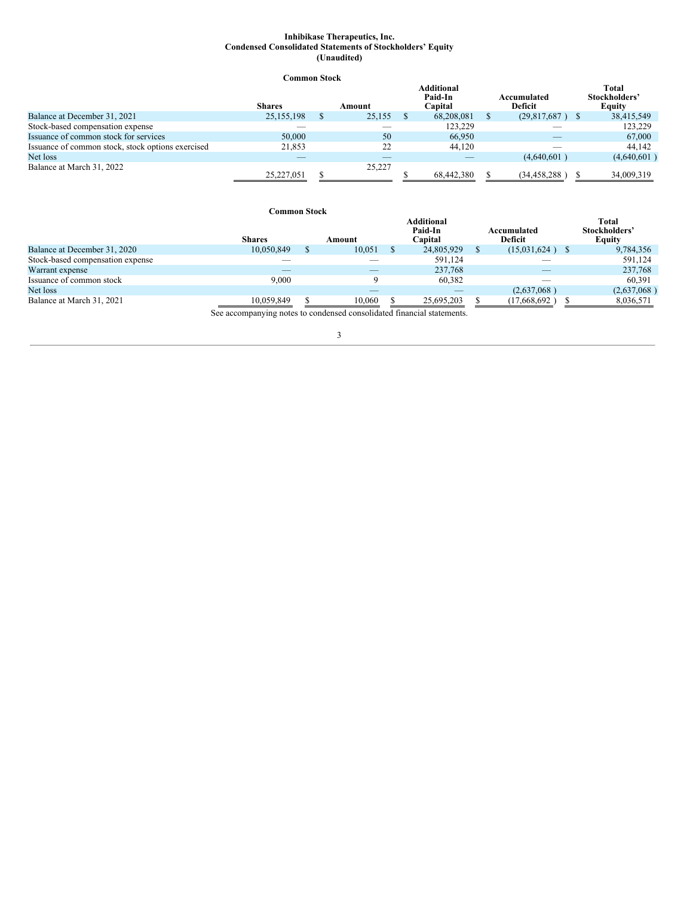**Inhibikase Therapeutics, Inc.**
**Condensed Consolidated Statements of Stockholders' Equity**
**(Unaudited)**

| | Common Stock | | Additional Paid-In Capital | Accumulated Deficit | Total Stockholders' Equity |
|---|---|---|---|---|---|
| | Shares | Amount | | | |
| Balance at December 31, 2021 | 25,155,198 | $ 25,155 | $ 68,208,081 | $ (29,817,687 ) | $ 38,415,549 |
| Stock-based compensation expense | — | — | 123,229 | — | 123,229 |
| Issuance of common stock for services | 50,000 | 50 | 66,950 | — | 67,000 |
| Issuance of common stock, stock options exercised | 21,853 | 22 | 44,120 | — | 44,142 |
| Net loss | — | — | — | (4,640,601 ) | (4,640,601 ) |
| Balance at March 31, 2022 | 25,227,051 | $ 25,227 | $ 68,442,380 | $ (34,458,288 ) | $ 34,009,319 |

| | Common Stock | | Additional Paid-In Capital | Accumulated Deficit | Total Stockholders' Equity |
|---|---|---|---|---|---|
| | Shares | Amount | | | |
| Balance at December 31, 2020 | 10,050,849 | $ 10,051 | $ 24,805,929 | $ (15,031,624 ) | $ 9,784,356 |
| Stock-based compensation expense | — | — | 591,124 | — | 591,124 |
| Warrant expense | — | — | 237,768 | — | 237,768 |
| Issuance of common stock | 9,000 | 9 | 60,382 | — | 60,391 |
| Net loss | — | — | — | (2,637,068 ) | (2,637,068 ) |
| Balance at March 31, 2021 | 10,059,849 | $ 10,060 | $ 25,695,203 | $ (17,668,692 ) | $ 8,036,571 |

See accompanying notes to condensed consolidated financial statements.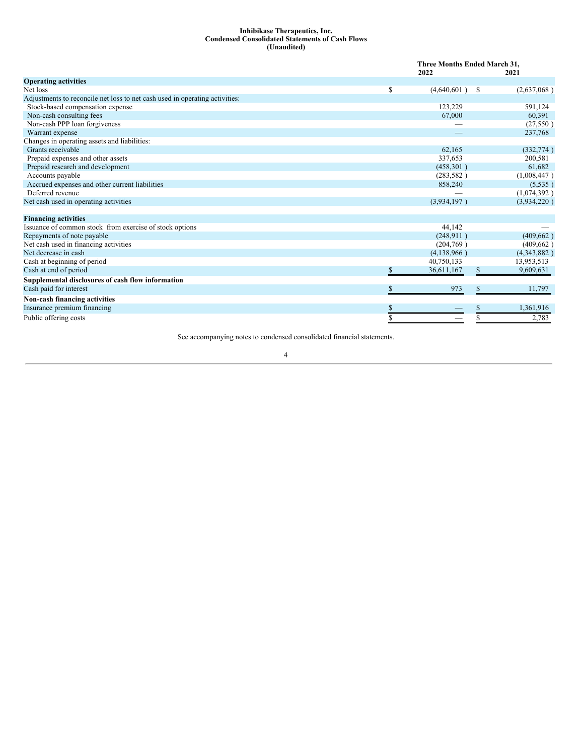**Inhibikase Therapeutics, Inc.**
**Condensed Consolidated Statements of Cash Flows**
**(Unaudited)**

| | Three Months Ended March 31, | |
|---|---|---|
| | 2022 | 2021 |
| **Operating activities** | | |
| Net loss | $ (4,640,601 ) | $ (2,637,068 ) |
| Adjustments to reconcile net loss to net cash used in operating activities: | | |
| Stock-based compensation expense | 123,229 | 591,124 |
| Non-cash consulting fees | 67,000 | 60,391 |
| Non-cash PPP loan forgiveness | — | (27,550 ) |
| Warrant expense | — | 237,768 |
| Changes in operating assets and liabilities: | | |
| Grants receivable | 62,165 | (332,774 ) |
| Prepaid expenses and other assets | 337,653 | 200,581 |
| Prepaid research and development | (458,301 ) | 61,682 |
| Accounts payable | (283,582 ) | (1,008,447 ) |
| Accrued expenses and other current liabilities | 858,240 | (5,535 ) |
| Deferred revenue | — | (1,074,392 ) |
| Net cash used in operating activities | (3,934,197 ) | (3,934,220 ) |
| | | |
| **Financing activities** | | |
| Issuance of common stock from exercise of stock options | 44,142 | — |
| Repayments of note payable | (248,911 ) | (409,662 ) |
| Net cash used in financing activities | (204,769 ) | (409,662 ) |
| Net decrease in cash | (4,138,966 ) | (4,343,882 ) |
| Cash at beginning of period | 40,750,133 | 13,953,513 |
| Cash at end of period | $ 36,611,167 | $ 9,609,631 |
| **Supplemental disclosures of cash flow information** | | |
| Cash paid for interest | $ 973 | $ 11,797 |
| **Non-cash financing activities** | | |
| Insurance premium financing | $ — | $ 1,361,916 |
| Public offering costs | $ — | $ 2,783 |

See accompanying notes to condensed consolidated financial statements.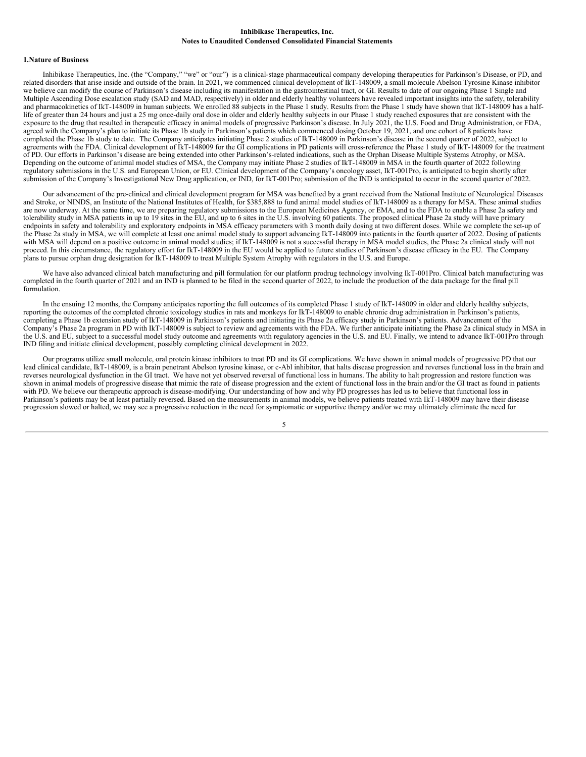**Inhibikase Therapeutics, Inc.**
**Notes to Unaudited Condensed Consolidated Financial Statements**

**1.Nature of Business**

Inhibikase Therapeutics, Inc. (the "Company," "we" or "our") is a clinical-stage pharmaceutical company developing therapeutics for Parkinson's Disease, or PD, and related disorders that arise inside and outside of the brain. In 2021, we commenced clinical development of IkT-148009, a small molecule Abelson Tyrosine Kinase inhibitor we believe can modify the course of Parkinson's disease including its manifestation in the gastrointestinal tract, or GI. Results to date of our ongoing Phase 1 Single and Multiple Ascending Dose escalation study (SAD and MAD, respectively) in older and elderly healthy volunteers have revealed important insights into the safety, tolerability and pharmacokinetics of IkT-148009 in human subjects. We enrolled 88 subjects in the Phase 1 study. Results from the Phase 1 study have shown that IkT-148009 has a half-life of greater than 24 hours and just a 25 mg once-daily oral dose in older and elderly healthy subjects in our Phase 1 study reached exposures that are consistent with the exposure to the drug that resulted in therapeutic efficacy in animal models of progressive Parkinson's disease. In July 2021, the U.S. Food and Drug Administration, or FDA, agreed with the Company's plan to initiate its Phase 1b study in Parkinson's patients which commenced dosing October 19, 2021, and one cohort of 8 patients have completed the Phase 1b study to date. The Company anticipates initiating Phase 2 studies of IkT-148009 in Parkinson's disease in the second quarter of 2022, subject to agreements with the FDA. Clinical development of IkT-148009 for the GI complications in PD patients will cross-reference the Phase 1 study of IkT-148009 for the treatment of PD. Our efforts in Parkinson's disease are being extended into other Parkinson's-related indications, such as the Orphan Disease Multiple Systems Atrophy, or MSA. Depending on the outcome of animal model studies of MSA, the Company may initiate Phase 2 studies of IkT-148009 in MSA in the fourth quarter of 2022 following regulatory submissions in the U.S. and European Union, or EU. Clinical development of the Company's oncology asset, IkT-001Pro, is anticipated to begin shortly after submission of the Company's Investigational New Drug application, or IND, for IkT-001Pro; submission of the IND is anticipated to occur in the second quarter of 2022.

Our advancement of the pre-clinical and clinical development program for MSA was benefited by a grant received from the National Institute of Neurological Diseases and Stroke, or NINDS, an Institute of the National Institutes of Health, for $385,888 to fund animal model studies of IkT-148009 as a therapy for MSA. These animal studies are now underway. At the same time, we are preparing regulatory submissions to the European Medicines Agency, or EMA, and to the FDA to enable a Phase 2a safety and tolerability study in MSA patients in up to 19 sites in the EU, and up to 6 sites in the U.S. involving 60 patients. The proposed clinical Phase 2a study will have primary endpoints in safety and tolerability and exploratory endpoints in MSA efficacy parameters with 3 month daily dosing at two different doses. While we complete the set-up of the Phase 2a study in MSA, we will complete at least one animal model study to support advancing IkT-148009 into patients in the fourth quarter of 2022. Dosing of patients with MSA will depend on a positive outcome in animal model studies; if IkT-148009 is not a successful therapy in MSA model studies, the Phase 2a clinical study will not proceed. In this circumstance, the regulatory effort for IkT-148009 in the EU would be applied to future studies of Parkinson's disease efficacy in the EU. The Company plans to pursue orphan drug designation for IkT-148009 to treat Multiple System Atrophy with regulators in the U.S. and Europe.

We have also advanced clinical batch manufacturing and pill formulation for our platform prodrug technology involving IkT-001Pro. Clinical batch manufacturing was completed in the fourth quarter of 2021 and an IND is planned to be filed in the second quarter of 2022, to include the production of the data package for the final pill formulation.

In the ensuing 12 months, the Company anticipates reporting the full outcomes of its completed Phase 1 study of IkT-148009 in older and elderly healthy subjects, reporting the outcomes of the completed chronic toxicology studies in rats and monkeys for IkT-148009 to enable chronic drug administration in Parkinson's patients, completing a Phase 1b extension study of IkT-148009 in Parkinson's patients and initiating its Phase 2a efficacy study in Parkinson's patients. Advancement of the Company's Phase 2a program in PD with IkT-148009 is subject to review and agreements with the FDA. We further anticipate initiating the Phase 2a clinical study in MSA in the U.S. and EU, subject to a successful model study outcome and agreements with regulatory agencies in the U.S. and EU. Finally, we intend to advance IkT-001Pro through IND filing and initiate clinical development, possibly completing clinical development in 2022.

Our programs utilize small molecule, oral protein kinase inhibitors to treat PD and its GI complications. We have shown in animal models of progressive PD that our lead clinical candidate, IkT-148009, is a brain penetrant Abelson tyrosine kinase, or c-Abl inhibitor, that halts disease progression and reverses functional loss in the brain and reverses neurological dysfunction in the GI tract. We have not yet observed reversal of functional loss in humans. The ability to halt progression and restore function was shown in animal models of progressive disease that mimic the rate of disease progression and the extent of functional loss in the brain and/or the GI tract as found in patients with PD. We believe our therapeutic approach is disease-modifying. Our understanding of how and why PD progresses has led us to believe that functional loss in Parkinson's patients may be at least partially reversed. Based on the measurements in animal models, we believe patients treated with IkT-148009 may have their disease progression slowed or halted, we may see a progressive reduction in the need for symptomatic or supportive therapy and/or we may ultimately eliminate the need for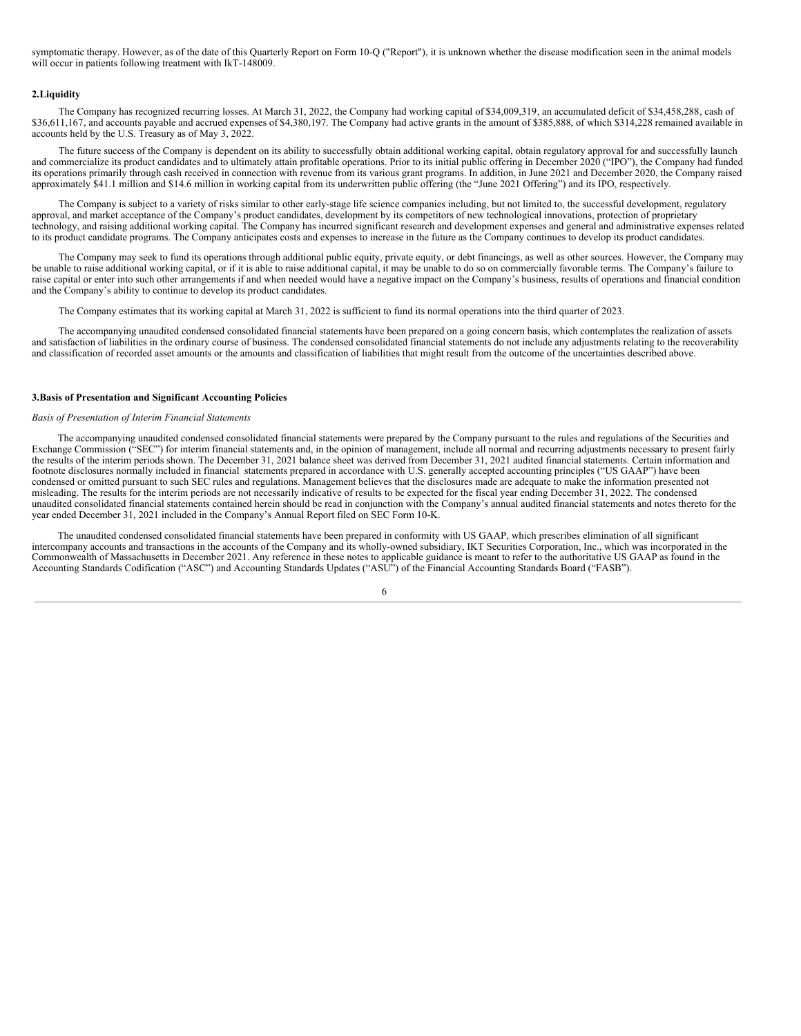symptomatic therapy. However, as of the date of this Quarterly Report on Form 10-Q ("Report"), it is unknown whether the disease modification seen in the animal models will occur in patients following treatment with IkT-148009.

## 2.Liquidity

The Company has recognized recurring losses. At March 31, 2022, the Company had working capital of $34,009,319, an accumulated deficit of $34,458,288, cash of $36,611,167, and accounts payable and accrued expenses of $4,380,197. The Company had active grants in the amount of $385,888, of which $314,228 remained available in accounts held by the U.S. Treasury as of May 3, 2022.

The future success of the Company is dependent on its ability to successfully obtain additional working capital, obtain regulatory approval for and successfully launch and commercialize its product candidates and to ultimately attain profitable operations. Prior to its initial public offering in December 2020 ("IPO"), the Company had funded its operations primarily through cash received in connection with revenue from its various grant programs. In addition, in June 2021 and December 2020, the Company raised approximately $41.1 million and $14.6 million in working capital from its underwritten public offering (the "June 2021 Offering") and its IPO, respectively.

The Company is subject to a variety of risks similar to other early-stage life science companies including, but not limited to, the successful development, regulatory approval, and market acceptance of the Company's product candidates, development by its competitors of new technological innovations, protection of proprietary technology, and raising additional working capital. The Company has incurred significant research and development expenses and general and administrative expenses related to its product candidate programs. The Company anticipates costs and expenses to increase in the future as the Company continues to develop its product candidates.

The Company may seek to fund its operations through additional public equity, private equity, or debt financings, as well as other sources. However, the Company may be unable to raise additional working capital, or if it is able to raise additional capital, it may be unable to do so on commercially favorable terms. The Company's failure to raise capital or enter into such other arrangements if and when needed would have a negative impact on the Company's business, results of operations and financial condition and the Company's ability to continue to develop its product candidates.

The Company estimates that its working capital at March 31, 2022 is sufficient to fund its normal operations into the third quarter of 2023.

The accompanying unaudited condensed consolidated financial statements have been prepared on a going concern basis, which contemplates the realization of assets and satisfaction of liabilities in the ordinary course of business. The condensed consolidated financial statements do not include any adjustments relating to the recoverability and classification of recorded asset amounts or the amounts and classification of liabilities that might result from the outcome of the uncertainties described above.

## 3.Basis of Presentation and Significant Accounting Policies

*Basis of Presentation of Interim Financial Statements*

The accompanying unaudited condensed consolidated financial statements were prepared by the Company pursuant to the rules and regulations of the Securities and Exchange Commission ("SEC") for interim financial statements and, in the opinion of management, include all normal and recurring adjustments necessary to present fairly the results of the interim periods shown. The December 31, 2021 balance sheet was derived from December 31, 2021 audited financial statements. Certain information and footnote disclosures normally included in financial statements prepared in accordance with U.S. generally accepted accounting principles ("US GAAP") have been condensed or omitted pursuant to such SEC rules and regulations. Management believes that the disclosures made are adequate to make the information presented not misleading. The results for the interim periods are not necessarily indicative of results to be expected for the fiscal year ending December 31, 2022. The condensed unaudited consolidated financial statements contained herein should be read in conjunction with the Company's annual audited financial statements and notes thereto for the year ended December 31, 2021 included in the Company's Annual Report filed on SEC Form 10-K.

The unaudited condensed consolidated financial statements have been prepared in conformity with US GAAP, which prescribes elimination of all significant intercompany accounts and transactions in the accounts of the Company and its wholly-owned subsidiary, IKT Securities Corporation, Inc., which was incorporated in the Commonwealth of Massachusetts in December 2021. Any reference in these notes to applicable guidance is meant to refer to the authoritative US GAAP as found in the Accounting Standards Codification ("ASC") and Accounting Standards Updates ("ASU") of the Financial Accounting Standards Board ("FASB").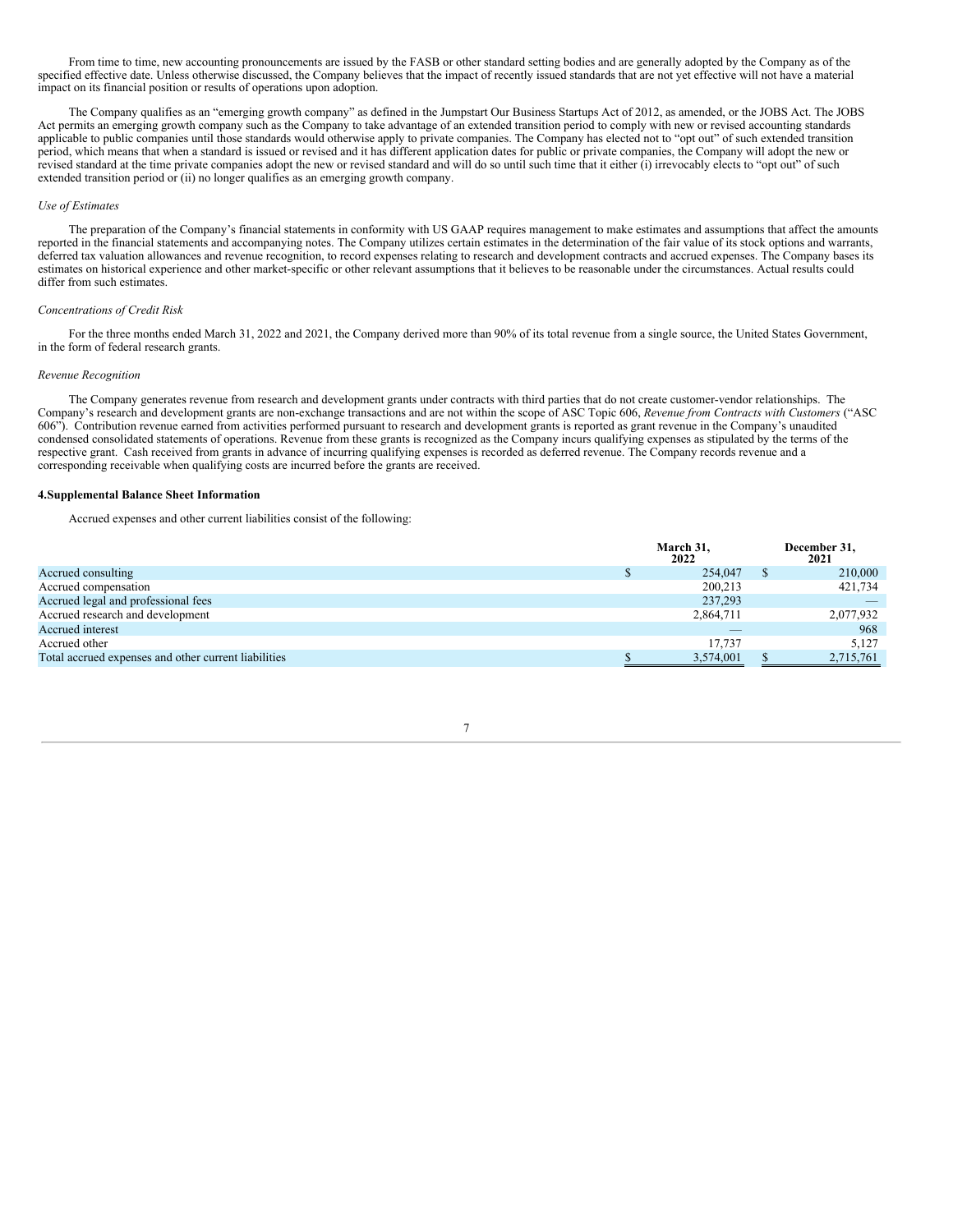From time to time, new accounting pronouncements are issued by the FASB or other standard setting bodies and are generally adopted by the Company as of the specified effective date. Unless otherwise discussed, the Company believes that the impact of recently issued standards that are not yet effective will not have a material impact on its financial position or results of operations upon adoption.

The Company qualifies as an "emerging growth company" as defined in the Jumpstart Our Business Startups Act of 2012, as amended, or the JOBS Act. The JOBS Act permits an emerging growth company such as the Company to take advantage of an extended transition period to comply with new or revised accounting standards applicable to public companies until those standards would otherwise apply to private companies. The Company has elected not to "opt out" of such extended transition period, which means that when a standard is issued or revised and it has different application dates for public or private companies, the Company will adopt the new or revised standard at the time private companies adopt the new or revised standard and will do so until such time that it either (i) irrevocably elects to "opt out" of such extended transition period or (ii) no longer qualifies as an emerging growth company.

*Use of Estimates*

The preparation of the Company's financial statements in conformity with US GAAP requires management to make estimates and assumptions that affect the amounts reported in the financial statements and accompanying notes. The Company utilizes certain estimates in the determination of the fair value of its stock options and warrants, deferred tax valuation allowances and revenue recognition, to record expenses relating to research and development contracts and accrued expenses. The Company bases its estimates on historical experience and other market-specific or other relevant assumptions that it believes to be reasonable under the circumstances. Actual results could differ from such estimates.

*Concentrations of Credit Risk*

For the three months ended March 31, 2022 and 2021, the Company derived more than 90% of its total revenue from a single source, the United States Government, in the form of federal research grants.

*Revenue Recognition*

The Company generates revenue from research and development grants under contracts with third parties that do not create customer-vendor relationships. The Company's research and development grants are non-exchange transactions and are not within the scope of ASC Topic 606, *Revenue from Contracts with Customers* ("ASC 606"). Contribution revenue earned from activities performed pursuant to research and development grants is reported as grant revenue in the Company's unaudited condensed consolidated statements of operations. Revenue from these grants is recognized as the Company incurs qualifying expenses as stipulated by the terms of the respective grant. Cash received from grants in advance of incurring qualifying expenses is recorded as deferred revenue. The Company records revenue and a corresponding receivable when qualifying costs are incurred before the grants are received.

**4.Supplemental Balance Sheet Information**

Accrued expenses and other current liabilities consist of the following:

| | March 31, 2022 | December 31, 2021 |
|---|---|---|
| Accrued consulting | $ 254,047 | $ 210,000 |
| Accrued compensation | 200,213 | 421,734 |
| Accrued legal and professional fees | 237,293 | — |
| Accrued research and development | 2,864,711 | 2,077,932 |
| Accrued interest | — | 968 |
| Accrued other | 17,737 | 5,127 |
| Total accrued expenses and other current liabilities | $ 3,574,001 | $ 2,715,761 |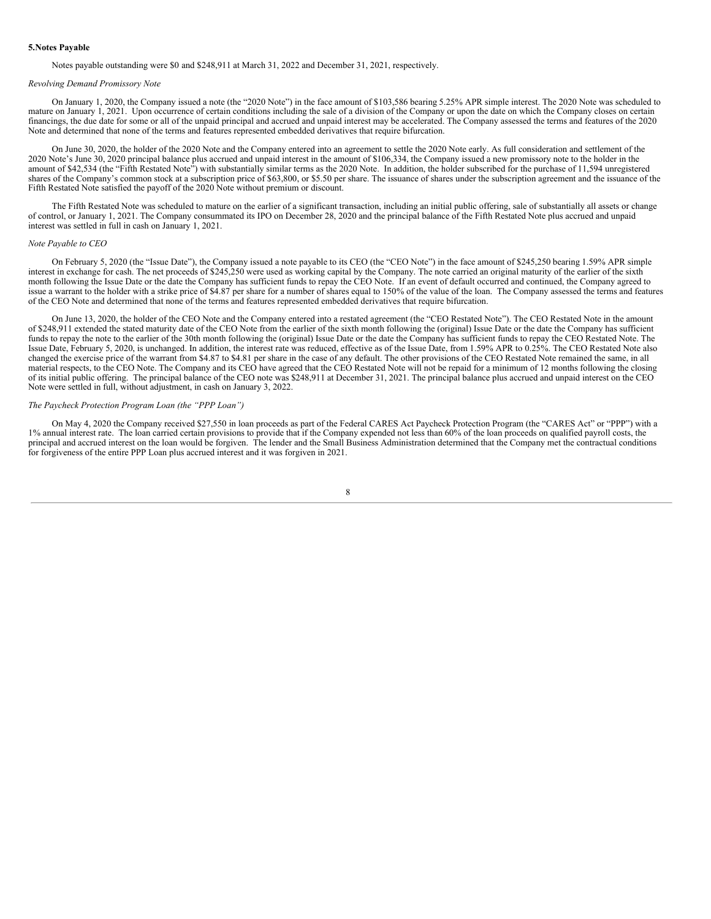**5.Notes Payable**

Notes payable outstanding were $0 and $248,911 at March 31, 2022 and December 31, 2021, respectively.

*Revolving Demand Promissory Note*

On January 1, 2020, the Company issued a note (the "2020 Note") in the face amount of $103,586 bearing 5.25% APR simple interest. The 2020 Note was scheduled to mature on January 1, 2021. Upon occurrence of certain conditions including the sale of a division of the Company or upon the date on which the Company closes on certain financings, the due date for some or all of the unpaid principal and accrued and unpaid interest may be accelerated. The Company assessed the terms and features of the 2020 Note and determined that none of the terms and features represented embedded derivatives that require bifurcation.

On June 30, 2020, the holder of the 2020 Note and the Company entered into an agreement to settle the 2020 Note early. As full consideration and settlement of the 2020 Note's June 30, 2020 principal balance plus accrued and unpaid interest in the amount of $106,334, the Company issued a new promissory note to the holder in the amount of $42,534 (the "Fifth Restated Note") with substantially similar terms as the 2020 Note. In addition, the holder subscribed for the purchase of 11,594 unregistered shares of the Company's common stock at a subscription price of $63,800, or $5.50 per share. The issuance of shares under the subscription agreement and the issuance of the Fifth Restated Note satisfied the payoff of the 2020 Note without premium or discount.

The Fifth Restated Note was scheduled to mature on the earlier of a significant transaction, including an initial public offering, sale of substantially all assets or change of control, or January 1, 2021. The Company consummated its IPO on December 28, 2020 and the principal balance of the Fifth Restated Note plus accrued and unpaid interest was settled in full in cash on January 1, 2021.

*Note Payable to CEO*

On February 5, 2020 (the "Issue Date"), the Company issued a note payable to its CEO (the "CEO Note") in the face amount of $245,250 bearing 1.59% APR simple interest in exchange for cash. The net proceeds of $245,250 were used as working capital by the Company. The note carried an original maturity of the earlier of the sixth month following the Issue Date or the date the Company has sufficient funds to repay the CEO Note. If an event of default occurred and continued, the Company agreed to issue a warrant to the holder with a strike price of $4.87 per share for a number of shares equal to 150% of the value of the loan. The Company assessed the terms and features of the CEO Note and determined that none of the terms and features represented embedded derivatives that require bifurcation.

On June 13, 2020, the holder of the CEO Note and the Company entered into a restated agreement (the "CEO Restated Note"). The CEO Restated Note in the amount of $248,911 extended the stated maturity date of the CEO Note from the earlier of the sixth month following the (original) Issue Date or the date the Company has sufficient funds to repay the note to the earlier of the 30th month following the (original) Issue Date or the date the Company has sufficient funds to repay the CEO Restated Note. The Issue Date, February 5, 2020, is unchanged. In addition, the interest rate was reduced, effective as of the Issue Date, from 1.59% APR to 0.25%. The CEO Restated Note also changed the exercise price of the warrant from $4.87 to $4.81 per share in the case of any default. The other provisions of the CEO Restated Note remained the same, in all material respects, to the CEO Note. The Company and its CEO have agreed that the CEO Restated Note will not be repaid for a minimum of 12 months following the closing of its initial public offering. The principal balance of the CEO note was $248,911 at December 31, 2021. The principal balance plus accrued and unpaid interest on the CEO Note were settled in full, without adjustment, in cash on January 3, 2022.

*The Paycheck Protection Program Loan (the "PPP Loan")*

On May 4, 2020 the Company received $27,550 in loan proceeds as part of the Federal CARES Act Paycheck Protection Program (the "CARES Act" or "PPP") with a 1% annual interest rate. The loan carried certain provisions to provide that if the Company expended not less than 60% of the loan proceeds on qualified payroll costs, the principal and accrued interest on the loan would be forgiven. The lender and the Small Business Administration determined that the Company met the contractual conditions for forgiveness of the entire PPP Loan plus accrued interest and it was forgiven in 2021.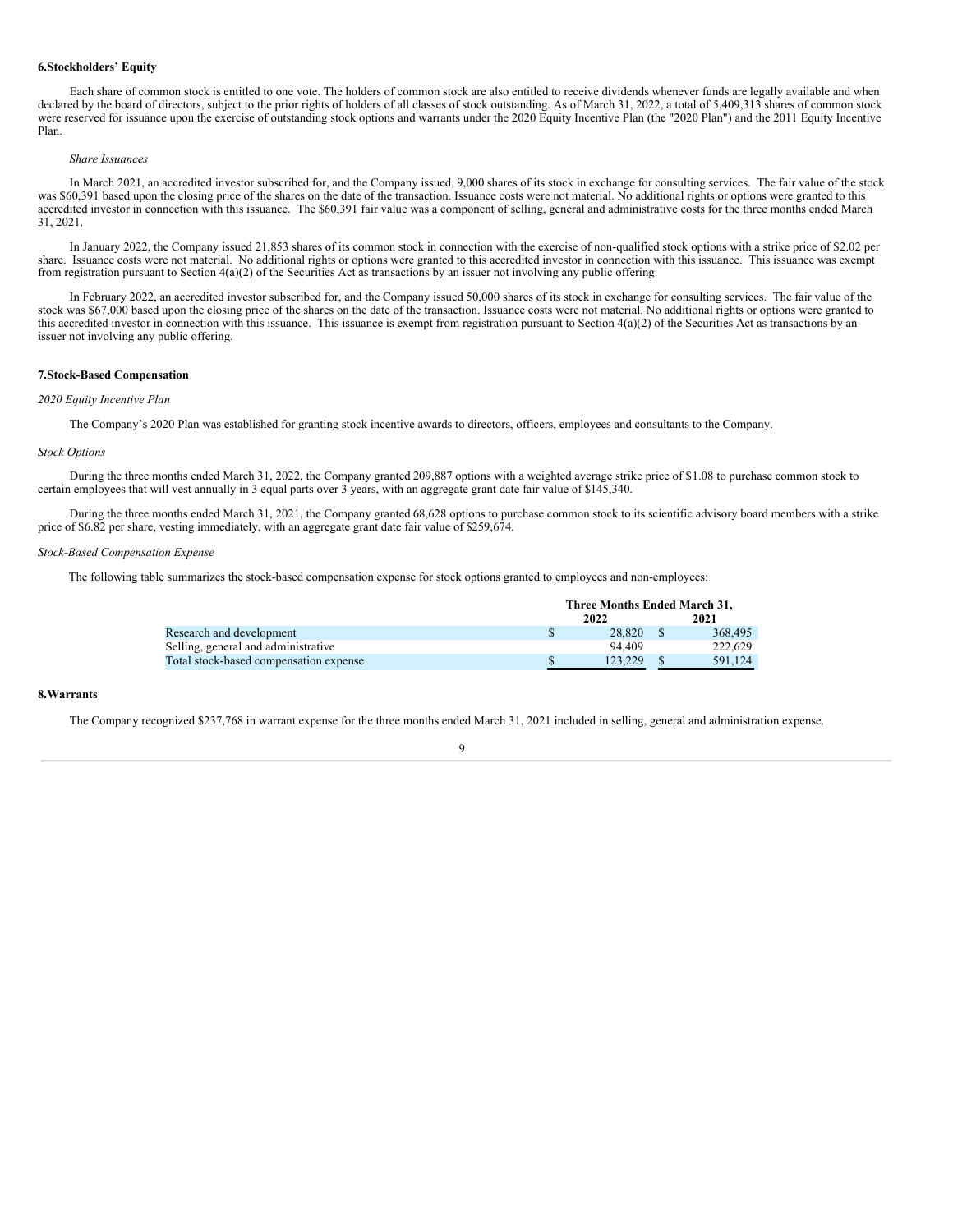## 6. Stockholders' Equity

Each share of common stock is entitled to one vote. The holders of common stock are also entitled to receive dividends whenever funds are legally available and when declared by the board of directors, subject to the prior rights of holders of all classes of stock outstanding. As of March 31, 2022, a total of 5,409,313 shares of common stock were reserved for issuance upon the exercise of outstanding stock options and warrants under the 2020 Equity Incentive Plan (the "2020 Plan") and the 2011 Equity Incentive Plan.

*Share Issuances*

In March 2021, an accredited investor subscribed for, and the Company issued, 9,000 shares of its stock in exchange for consulting services. The fair value of the stock was $60,391 based upon the closing price of the shares on the date of the transaction. Issuance costs were not material. No additional rights or options were granted to this accredited investor in connection with this issuance. The $60,391 fair value was a component of selling, general and administrative costs for the three months ended March 31, 2021.

In January 2022, the Company issued 21,853 shares of its common stock in connection with the exercise of non-qualified stock options with a strike price of $2.02 per share. Issuance costs were not material. No additional rights or options were granted to this accredited investor in connection with this issuance. This issuance was exempt from registration pursuant to Section 4(a)(2) of the Securities Act as transactions by an issuer not involving any public offering.

In February 2022, an accredited investor subscribed for, and the Company issued 50,000 shares of its stock in exchange for consulting services. The fair value of the stock was $67,000 based upon the closing price of the shares on the date of the transaction. Issuance costs were not material. No additional rights or options were granted to this accredited investor in connection with this issuance. This issuance is exempt from registration pursuant to Section 4(a)(2) of the Securities Act as transactions by an issuer not involving any public offering.

## 7. Stock-Based Compensation

*2020 Equity Incentive Plan*

The Company's 2020 Plan was established for granting stock incentive awards to directors, officers, employees and consultants to the Company.

*Stock Options*

During the three months ended March 31, 2022, the Company granted 209,887 options with a weighted average strike price of $1.08 to purchase common stock to certain employees that will vest annually in 3 equal parts over 3 years, with an aggregate grant date fair value of $145,340.

During the three months ended March 31, 2021, the Company granted 68,628 options to purchase common stock to its scientific advisory board members with a strike price of $6.82 per share, vesting immediately, with an aggregate grant date fair value of $259,674.

*Stock-Based Compensation Expense*

The following table summarizes the stock-based compensation expense for stock options granted to employees and non-employees:

| | Three Months Ended March 31, | |
|---|---|---|
| | 2022 | 2021 |
| Research and development | $ 28,820 | $ 368,495 |
| Selling, general and administrative | 94,409 | 222,629 |
| Total stock-based compensation expense | $ 123,229 | $ 591,124 |

## 8. Warrants

The Company recognized $237,768 in warrant expense for the three months ended March 31, 2021 included in selling, general and administration expense.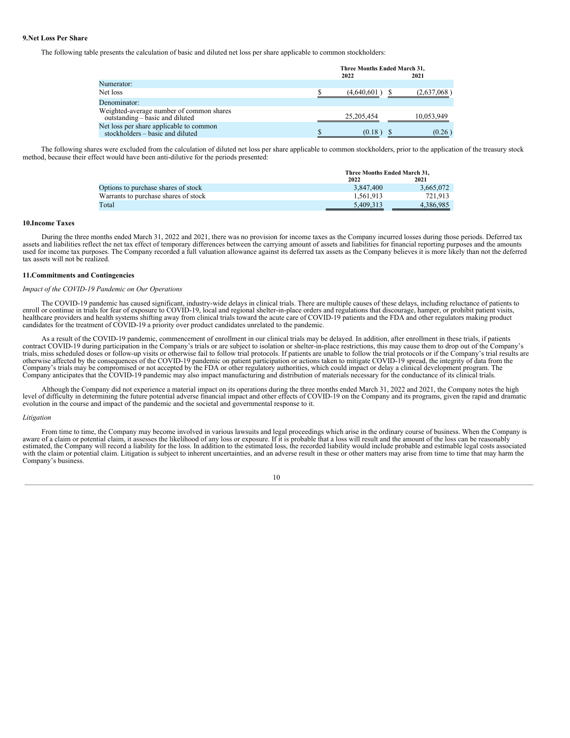### 9. Net Loss Per Share

The following table presents the calculation of basic and diluted net loss per share applicable to common stockholders:

| | Three Months Ended March 31, | |
|---|---|---|
| | 2022 | 2021 |
| Numerator: | | |
| Net loss | $ (4,640,601) | $ (2,637,068) |
| Denominator: | | |
| Weighted-average number of common shares outstanding – basic and diluted | 25,205,454 | 10,053,949 |
| Net loss per share applicable to common stockholders – basic and diluted | $ (0.18) | $ (0.26) |

The following shares were excluded from the calculation of diluted net loss per share applicable to common stockholders, prior to the application of the treasury stock method, because their effect would have been anti-dilutive for the periods presented:

| | Three Months Ended March 31, | |
|---|---|---|
| | 2022 | 2021 |
| Options to purchase shares of stock | 3,847,400 | 3,665,072 |
| Warrants to purchase shares of stock | 1,561,913 | 721,913 |
| Total | 5,409,313 | 4,386,985 |

### 10. Income Taxes

During the three months ended March 31, 2022 and 2021, there was no provision for income taxes as the Company incurred losses during those periods. Deferred tax assets and liabilities reflect the net tax effect of temporary differences between the carrying amount of assets and liabilities for financial reporting purposes and the amounts used for income tax purposes. The Company recorded a full valuation allowance against its deferred tax assets as the Company believes it is more likely than not the deferred tax assets will not be realized.

### 11. Commitments and Contingencies

*Impact of the COVID-19 Pandemic on Our Operations*

The COVID-19 pandemic has caused significant, industry-wide delays in clinical trials. There are multiple causes of these delays, including reluctance of patients to enroll or continue in trials for fear of exposure to COVID-19, local and regional shelter-in-place orders and regulations that discourage, hamper, or prohibit patient visits, healthcare providers and health systems shifting away from clinical trials toward the acute care of COVID-19 patients and the FDA and other regulators making product candidates for the treatment of COVID-19 a priority over product candidates unrelated to the pandemic.

As a result of the COVID-19 pandemic, commencement of enrollment in our clinical trials may be delayed. In addition, after enrollment in these trials, if patients contract COVID-19 during participation in the Company's trials or are subject to isolation or shelter-in-place restrictions, this may cause them to drop out of the Company's trials, miss scheduled doses or follow-up visits or otherwise fail to follow trial protocols. If patients are unable to follow the trial protocols or if the Company's trial results are otherwise affected by the consequences of the COVID-19 pandemic on patient participation or actions taken to mitigate COVID-19 spread, the integrity of data from the Company's trials may be compromised or not accepted by the FDA or other regulatory authorities, which could impact or delay a clinical development program. The Company anticipates that the COVID-19 pandemic may also impact manufacturing and distribution of materials necessary for the conductance of its clinical trials.

Although the Company did not experience a material impact on its operations during the three months ended March 31, 2022 and 2021, the Company notes the high level of difficulty in determining the future potential adverse financial impact and other effects of COVID-19 on the Company and its programs, given the rapid and dramatic evolution in the course and impact of the pandemic and the societal and governmental response to it.

*Litigation*

From time to time, the Company may become involved in various lawsuits and legal proceedings which arise in the ordinary course of business. When the Company is aware of a claim or potential claim, it assesses the likelihood of any loss or exposure. If it is probable that a loss will result and the amount of the loss can be reasonably estimated, the Company will record a liability for the loss. In addition to the estimated loss, the recorded liability would include probable and estimable legal costs associated with the claim or potential claim. Litigation is subject to inherent uncertainties, and an adverse result in these or other matters may arise from time to time that may harm the Company's business.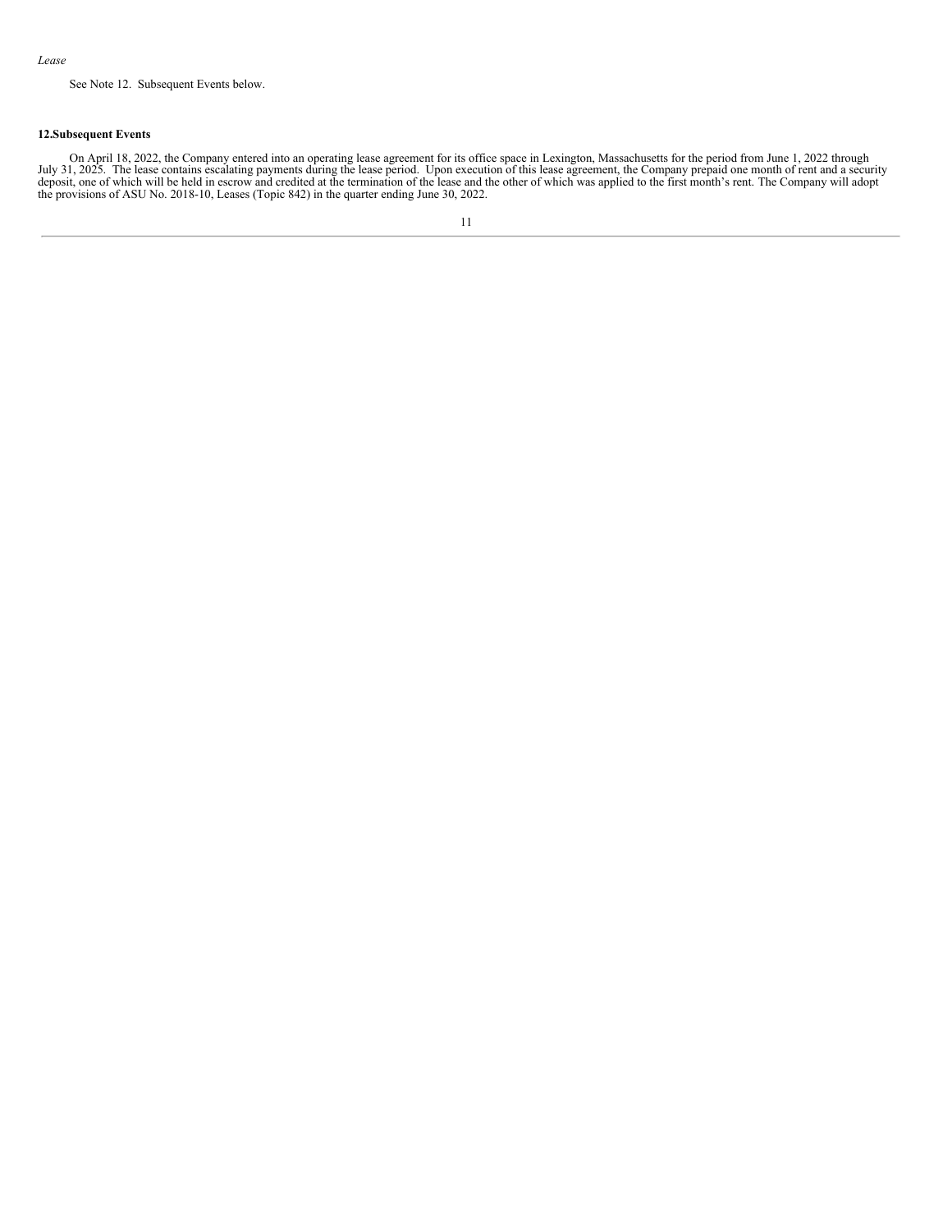*Lease*

See Note 12. Subsequent Events below.

## 12. Subsequent Events

On April 18, 2022, the Company entered into an operating lease agreement for its office space in Lexington, Massachusetts for the period from June 1, 2022 through July 31, 2025. The lease contains escalating payments during the lease period. Upon execution of this lease agreement, the Company prepaid one month of rent and a security deposit, one of which will be held in escrow and credited at the termination of the lease and the other of which was applied to the first month's rent. The Company will adopt the provisions of ASU No. 2018-10, Leases (Topic 842) in the quarter ending June 30, 2022.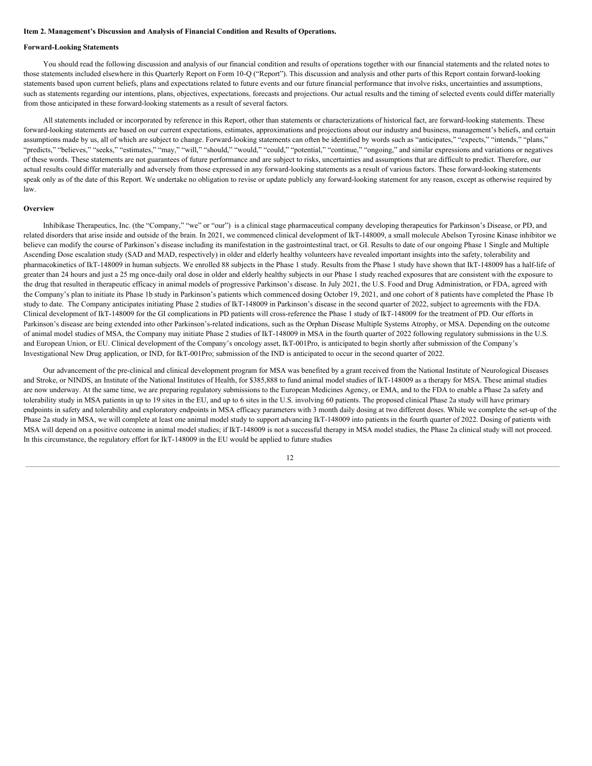**Item 2. Management's Discussion and Analysis of Financial Condition and Results of Operations.**

**Forward-Looking Statements**

You should read the following discussion and analysis of our financial condition and results of operations together with our financial statements and the related notes to those statements included elsewhere in this Quarterly Report on Form 10-Q ("Report"). This discussion and analysis and other parts of this Report contain forward-looking statements based upon current beliefs, plans and expectations related to future events and our future financial performance that involve risks, uncertainties and assumptions, such as statements regarding our intentions, plans, objectives, expectations, forecasts and projections. Our actual results and the timing of selected events could differ materially from those anticipated in these forward-looking statements as a result of several factors.

All statements included or incorporated by reference in this Report, other than statements or characterizations of historical fact, are forward-looking statements. These forward-looking statements are based on our current expectations, estimates, approximations and projections about our industry and business, management's beliefs, and certain assumptions made by us, all of which are subject to change. Forward-looking statements can often be identified by words such as "anticipates," "expects," "intends," "plans," "predicts," "believes," "seeks," "estimates," "may," "will," "should," "would," "could," "potential," "continue," "ongoing," and similar expressions and variations or negatives of these words. These statements are not guarantees of future performance and are subject to risks, uncertainties and assumptions that are difficult to predict. Therefore, our actual results could differ materially and adversely from those expressed in any forward-looking statements as a result of various factors. These forward-looking statements speak only as of the date of this Report. We undertake no obligation to revise or update publicly any forward-looking statement for any reason, except as otherwise required by law.

**Overview**

Inhibikase Therapeutics, Inc. (the "Company," "we" or "our") is a clinical stage pharmaceutical company developing therapeutics for Parkinson's Disease, or PD, and related disorders that arise inside and outside of the brain. In 2021, we commenced clinical development of IkT-148009, a small molecule Abelson Tyrosine Kinase inhibitor we believe can modify the course of Parkinson's disease including its manifestation in the gastrointestinal tract, or GI. Results to date of our ongoing Phase 1 Single and Multiple Ascending Dose escalation study (SAD and MAD, respectively) in older and elderly healthy volunteers have revealed important insights into the safety, tolerability and pharmacokinetics of IkT-148009 in human subjects. We enrolled 88 subjects in the Phase 1 study. Results from the Phase 1 study have shown that IkT-148009 has a half-life of greater than 24 hours and just a 25 mg once-daily oral dose in older and elderly healthy subjects in our Phase 1 study reached exposures that are consistent with the exposure to the drug that resulted in therapeutic efficacy in animal models of progressive Parkinson's disease. In July 2021, the U.S. Food and Drug Administration, or FDA, agreed with the Company's plan to initiate its Phase 1b study in Parkinson's patients which commenced dosing October 19, 2021, and one cohort of 8 patients have completed the Phase 1b study to date. The Company anticipates initiating Phase 2 studies of IkT-148009 in Parkinson's disease in the second quarter of 2022, subject to agreements with the FDA. Clinical development of IkT-148009 for the GI complications in PD patients will cross-reference the Phase 1 study of IkT-148009 for the treatment of PD. Our efforts in Parkinson's disease are being extended into other Parkinson's-related indications, such as the Orphan Disease Multiple Systems Atrophy, or MSA. Depending on the outcome of animal model studies of MSA, the Company may initiate Phase 2 studies of IkT-148009 in MSA in the fourth quarter of 2022 following regulatory submissions in the U.S. and European Union, or EU. Clinical development of the Company's oncology asset, IkT-001Pro, is anticipated to begin shortly after submission of the Company's Investigational New Drug application, or IND, for IkT-001Pro; submission of the IND is anticipated to occur in the second quarter of 2022.

Our advancement of the pre-clinical and clinical development program for MSA was benefited by a grant received from the National Institute of Neurological Diseases and Stroke, or NINDS, an Institute of the National Institutes of Health, for $385,888 to fund animal model studies of IkT-148009 as a therapy for MSA. These animal studies are now underway. At the same time, we are preparing regulatory submissions to the European Medicines Agency, or EMA, and to the FDA to enable a Phase 2a safety and tolerability study in MSA patients in up to 19 sites in the EU, and up to 6 sites in the U.S. involving 60 patients. The proposed clinical Phase 2a study will have primary endpoints in safety and tolerability and exploratory endpoints in MSA efficacy parameters with 3 month daily dosing at two different doses. While we complete the set-up of the Phase 2a study in MSA, we will complete at least one animal model study to support advancing IkT-148009 into patients in the fourth quarter of 2022. Dosing of patients with MSA will depend on a positive outcome in animal model studies; if IkT-148009 is not a successful therapy in MSA model studies, the Phase 2a clinical study will not proceed. In this circumstance, the regulatory effort for IkT-148009 in the EU would be applied to future studies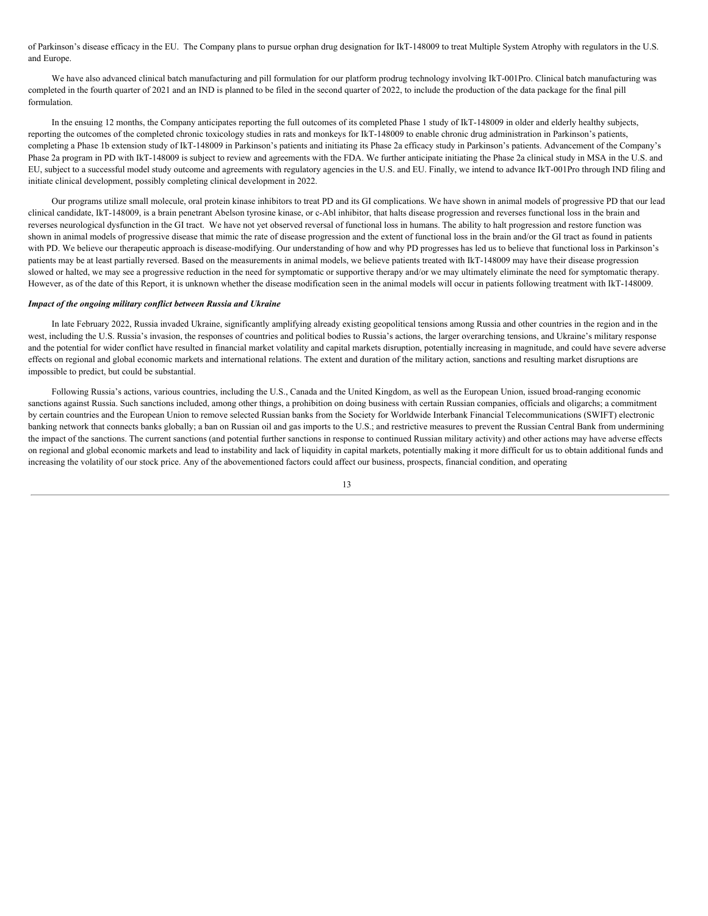of Parkinson's disease efficacy in the EU. The Company plans to pursue orphan drug designation for IkT-148009 to treat Multiple System Atrophy with regulators in the U.S. and Europe.

We have also advanced clinical batch manufacturing and pill formulation for our platform prodrug technology involving IkT-001Pro. Clinical batch manufacturing was completed in the fourth quarter of 2021 and an IND is planned to be filed in the second quarter of 2022, to include the production of the data package for the final pill formulation.

In the ensuing 12 months, the Company anticipates reporting the full outcomes of its completed Phase 1 study of IkT-148009 in older and elderly healthy subjects, reporting the outcomes of the completed chronic toxicology studies in rats and monkeys for IkT-148009 to enable chronic drug administration in Parkinson's patients, completing a Phase 1b extension study of IkT-148009 in Parkinson's patients and initiating its Phase 2a efficacy study in Parkinson's patients. Advancement of the Company's Phase 2a program in PD with IkT-148009 is subject to review and agreements with the FDA. We further anticipate initiating the Phase 2a clinical study in MSA in the U.S. and EU, subject to a successful model study outcome and agreements with regulatory agencies in the U.S. and EU. Finally, we intend to advance IkT-001Pro through IND filing and initiate clinical development, possibly completing clinical development in 2022.

Our programs utilize small molecule, oral protein kinase inhibitors to treat PD and its GI complications. We have shown in animal models of progressive PD that our lead clinical candidate, IkT-148009, is a brain penetrant Abelson tyrosine kinase, or c-Abl inhibitor, that halts disease progression and reverses functional loss in the brain and reverses neurological dysfunction in the GI tract. We have not yet observed reversal of functional loss in humans. The ability to halt progression and restore function was shown in animal models of progressive disease that mimic the rate of disease progression and the extent of functional loss in the brain and/or the GI tract as found in patients with PD. We believe our therapeutic approach is disease-modifying. Our understanding of how and why PD progresses has led us to believe that functional loss in Parkinson's patients may be at least partially reversed. Based on the measurements in animal models, we believe patients treated with IkT-148009 may have their disease progression slowed or halted, we may see a progressive reduction in the need for symptomatic or supportive therapy and/or we may ultimately eliminate the need for symptomatic therapy. However, as of the date of this Report, it is unknown whether the disease modification seen in the animal models will occur in patients following treatment with IkT-148009.

***Impact of the ongoing military conflict between Russia and Ukraine***

In late February 2022, Russia invaded Ukraine, significantly amplifying already existing geopolitical tensions among Russia and other countries in the region and in the west, including the U.S. Russia's invasion, the responses of countries and political bodies to Russia's actions, the larger overarching tensions, and Ukraine's military response and the potential for wider conflict have resulted in financial market volatility and capital markets disruption, potentially increasing in magnitude, and could have severe adverse effects on regional and global economic markets and international relations. The extent and duration of the military action, sanctions and resulting market disruptions are impossible to predict, but could be substantial.

Following Russia's actions, various countries, including the U.S., Canada and the United Kingdom, as well as the European Union, issued broad-ranging economic sanctions against Russia. Such sanctions included, among other things, a prohibition on doing business with certain Russian companies, officials and oligarchs; a commitment by certain countries and the European Union to remove selected Russian banks from the Society for Worldwide Interbank Financial Telecommunications (SWIFT) electronic banking network that connects banks globally; a ban on Russian oil and gas imports to the U.S.; and restrictive measures to prevent the Russian Central Bank from undermining the impact of the sanctions. The current sanctions (and potential further sanctions in response to continued Russian military activity) and other actions may have adverse effects on regional and global economic markets and lead to instability and lack of liquidity in capital markets, potentially making it more difficult for us to obtain additional funds and increasing the volatility of our stock price. Any of the abovementioned factors could affect our business, prospects, financial condition, and operating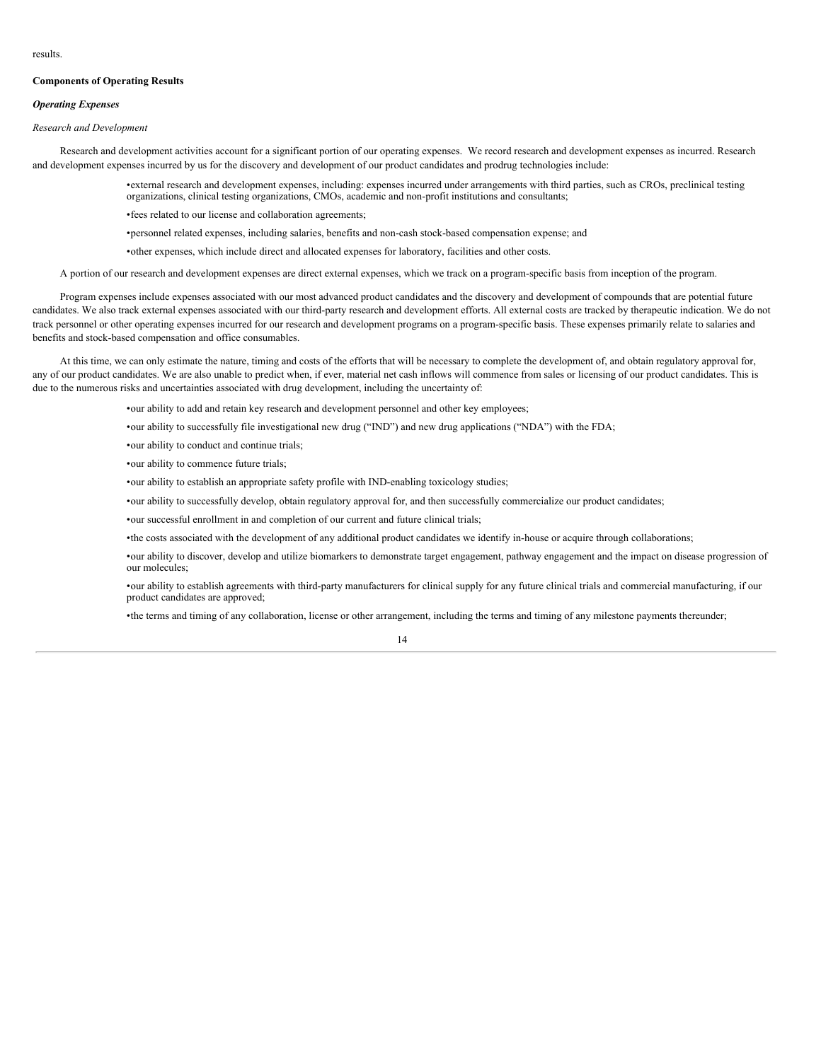results.

**Components of Operating Results**

***Operating Expenses***

*Research and Development*

Research and development activities account for a significant portion of our operating expenses. We record research and development expenses as incurred. Research and development expenses incurred by us for the discovery and development of our product candidates and prodrug technologies include:

- external research and development expenses, including: expenses incurred under arrangements with third parties, such as CROs, preclinical testing organizations, clinical testing organizations, CMOs, academic and non-profit institutions and consultants;
- fees related to our license and collaboration agreements;
- personnel related expenses, including salaries, benefits and non-cash stock-based compensation expense; and
- other expenses, which include direct and allocated expenses for laboratory, facilities and other costs.

A portion of our research and development expenses are direct external expenses, which we track on a program-specific basis from inception of the program.

Program expenses include expenses associated with our most advanced product candidates and the discovery and development of compounds that are potential future candidates. We also track external expenses associated with our third-party research and development efforts. All external costs are tracked by therapeutic indication. We do not track personnel or other operating expenses incurred for our research and development programs on a program-specific basis. These expenses primarily relate to salaries and benefits and stock-based compensation and office consumables.

At this time, we can only estimate the nature, timing and costs of the efforts that will be necessary to complete the development of, and obtain regulatory approval for, any of our product candidates. We are also unable to predict when, if ever, material net cash inflows will commence from sales or licensing of our product candidates. This is due to the numerous risks and uncertainties associated with drug development, including the uncertainty of:

- our ability to add and retain key research and development personnel and other key employees;
- our ability to successfully file investigational new drug ("IND") and new drug applications ("NDA") with the FDA;
- our ability to conduct and continue trials;
- our ability to commence future trials;
- our ability to establish an appropriate safety profile with IND-enabling toxicology studies;
- our ability to successfully develop, obtain regulatory approval for, and then successfully commercialize our product candidates;
- our successful enrollment in and completion of our current and future clinical trials;
- the costs associated with the development of any additional product candidates we identify in-house or acquire through collaborations;
- our ability to discover, develop and utilize biomarkers to demonstrate target engagement, pathway engagement and the impact on disease progression of our molecules;
- our ability to establish agreements with third-party manufacturers for clinical supply for any future clinical trials and commercial manufacturing, if our product candidates are approved;
- the terms and timing of any collaboration, license or other arrangement, including the terms and timing of any milestone payments thereunder;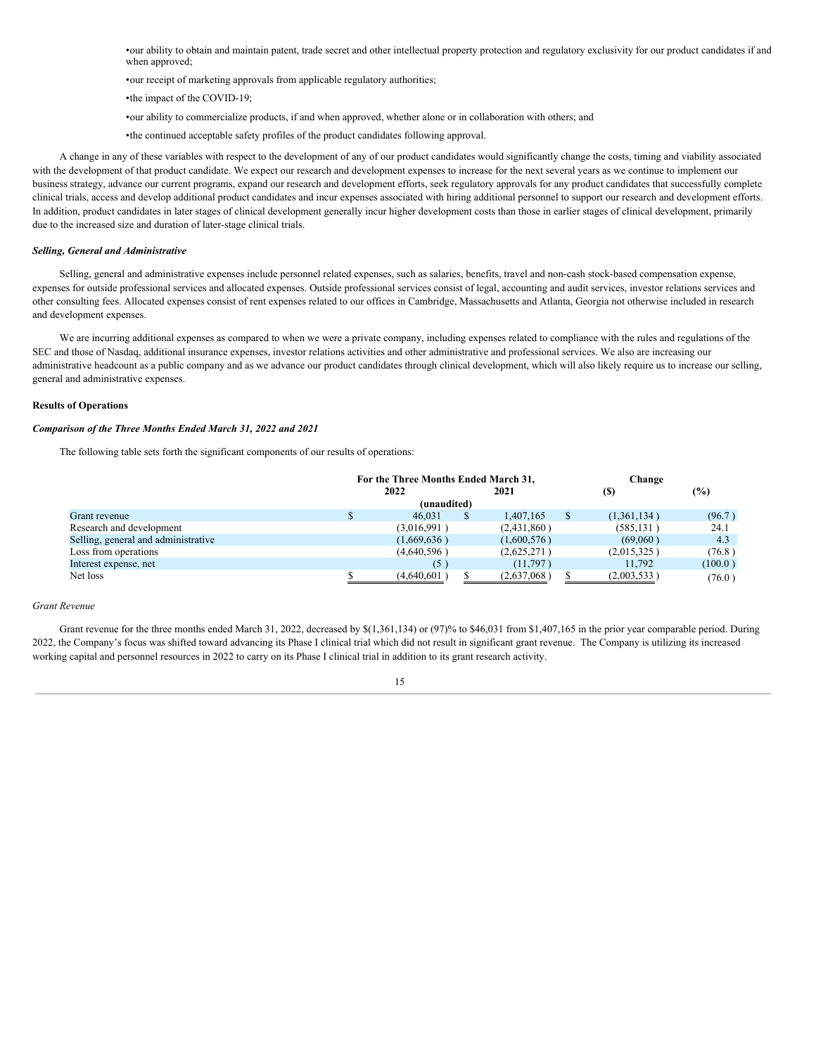- our ability to obtain and maintain patent, trade secret and other intellectual property protection and regulatory exclusivity for our product candidates if and when approved;
- our receipt of marketing approvals from applicable regulatory authorities;
- the impact of the COVID-19;
- our ability to commercialize products, if and when approved, whether alone or in collaboration with others; and
- the continued acceptable safety profiles of the product candidates following approval.

A change in any of these variables with respect to the development of any of our product candidates would significantly change the costs, timing and viability associated with the development of that product candidate. We expect our research and development expenses to increase for the next several years as we continue to implement our business strategy, advance our current programs, expand our research and development efforts, seek regulatory approvals for any product candidates that successfully complete clinical trials, access and develop additional product candidates and incur expenses associated with hiring additional personnel to support our research and development efforts. In addition, product candidates in later stages of clinical development generally incur higher development costs than those in earlier stages of clinical development, primarily due to the increased size and duration of later-stage clinical trials.

***Selling, General and Administrative***

Selling, general and administrative expenses include personnel related expenses, such as salaries, benefits, travel and non-cash stock-based compensation expense, expenses for outside professional services and allocated expenses. Outside professional services consist of legal, accounting and audit services, investor relations services and other consulting fees. Allocated expenses consist of rent expenses related to our offices in Cambridge, Massachusetts and Atlanta, Georgia not otherwise included in research and development expenses.

We are incurring additional expenses as compared to when we were a private company, including expenses related to compliance with the rules and regulations of the SEC and those of Nasdaq, additional insurance expenses, investor relations activities and other administrative and professional services. We are also increasing our administrative headcount as a public company and as we advance our product candidates through clinical development, which will also likely require us to increase our selling, general and administrative expenses.

**Results of Operations**

***Comparison of the Three Months Ended March 31, 2022 and 2021***

The following table sets forth the significant components of our results of operations:

| | For the Three Months Ended March 31, 2022 | 2021 | Change ($) | (%) |
|---|---|---|---|---|
| | (unaudited) | | | |
| Grant revenue | $ 46,031 | $ 1,407,165 | $ (1,361,134 ) | (96.7 ) |
| Research and development | (3,016,991 ) | (2,431,860 ) | (585,131 ) | 24.1 |
| Selling, general and administrative | (1,669,636 ) | (1,600,576 ) | (69,060 ) | 4.3 |
| Loss from operations | (4,640,596 ) | (2,625,271 ) | (2,015,325 ) | (76.8 ) |
| Interest expense, net | (5 ) | (11,797 ) | 11,792 | (100.0 ) |
| Net loss | $ (4,640,601 ) | $ (2,637,068 ) | $ (2,003,533 ) | (76.0 ) |

*Grant Revenue*

Grant revenue for the three months ended March 31, 2022, decreased by $(1,361,134) or (97)% to $46,031 from $1,407,165 in the prior year comparable period. During 2022, the Company's focus was shifted toward advancing its Phase I clinical trial which did not result in significant grant revenue. The Company is utilizing its increased working capital and personnel resources in 2022 to carry on its Phase I clinical trial in addition to its grant research activity.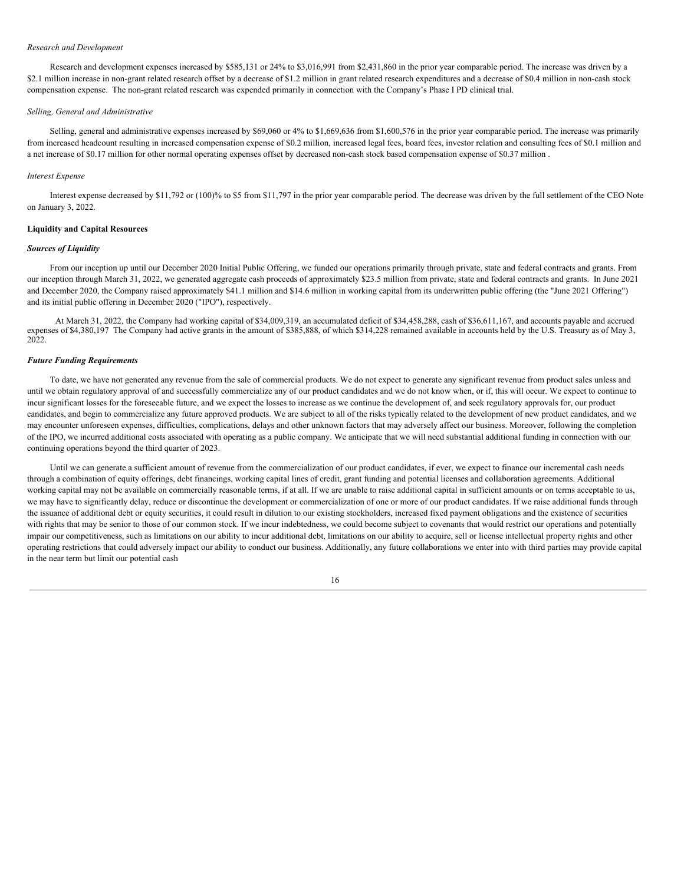*Research and Development*

Research and development expenses increased by $585,131 or 24% to $3,016,991 from $2,431,860 in the prior year comparable period. The increase was driven by a $2.1 million increase in non-grant related research offset by a decrease of $1.2 million in grant related research expenditures and a decrease of $0.4 million in non-cash stock compensation expense. The non-grant related research was expended primarily in connection with the Company's Phase I PD clinical trial.

*Selling, General and Administrative*

Selling, general and administrative expenses increased by $69,060 or 4% to $1,669,636 from $1,600,576 in the prior year comparable period. The increase was primarily from increased headcount resulting in increased compensation expense of $0.2 million, increased legal fees, board fees, investor relation and consulting fees of $0.1 million and a net increase of $0.17 million for other normal operating expenses offset by decreased non-cash stock based compensation expense of $0.37 million .

*Interest Expense*

Interest expense decreased by $11,792 or (100)% to $5 from $11,797 in the prior year comparable period. The decrease was driven by the full settlement of the CEO Note on January 3, 2022.

**Liquidity and Capital Resources**

***Sources of Liquidity***

From our inception up until our December 2020 Initial Public Offering, we funded our operations primarily through private, state and federal contracts and grants. From our inception through March 31, 2022, we generated aggregate cash proceeds of approximately $23.5 million from private, state and federal contracts and grants. In June 2021 and December 2020, the Company raised approximately $41.1 million and $14.6 million in working capital from its underwritten public offering (the "June 2021 Offering") and its initial public offering in December 2020 ("IPO"), respectively.

At March 31, 2022, the Company had working capital of $34,009,319, an accumulated deficit of $34,458,288, cash of $36,611,167, and accounts payable and accrued expenses of $4,380,197 The Company had active grants in the amount of $385,888, of which $314,228 remained available in accounts held by the U.S. Treasury as of May 3, 2022.

***Future Funding Requirements***

To date, we have not generated any revenue from the sale of commercial products. We do not expect to generate any significant revenue from product sales unless and until we obtain regulatory approval of and successfully commercialize any of our product candidates and we do not know when, or if, this will occur. We expect to continue to incur significant losses for the foreseeable future, and we expect the losses to increase as we continue the development of, and seek regulatory approvals for, our product candidates, and begin to commercialize any future approved products. We are subject to all of the risks typically related to the development of new product candidates, and we may encounter unforeseen expenses, difficulties, complications, delays and other unknown factors that may adversely affect our business. Moreover, following the completion of the IPO, we incurred additional costs associated with operating as a public company. We anticipate that we will need substantial additional funding in connection with our continuing operations beyond the third quarter of 2023.

Until we can generate a sufficient amount of revenue from the commercialization of our product candidates, if ever, we expect to finance our incremental cash needs through a combination of equity offerings, debt financings, working capital lines of credit, grant funding and potential licenses and collaboration agreements. Additional working capital may not be available on commercially reasonable terms, if at all. If we are unable to raise additional capital in sufficient amounts or on terms acceptable to us, we may have to significantly delay, reduce or discontinue the development or commercialization of one or more of our product candidates. If we raise additional funds through the issuance of additional debt or equity securities, it could result in dilution to our existing stockholders, increased fixed payment obligations and the existence of securities with rights that may be senior to those of our common stock. If we incur indebtedness, we could become subject to covenants that would restrict our operations and potentially impair our competitiveness, such as limitations on our ability to incur additional debt, limitations on our ability to acquire, sell or license intellectual property rights and other operating restrictions that could adversely impact our ability to conduct our business. Additionally, any future collaborations we enter into with third parties may provide capital in the near term but limit our potential cash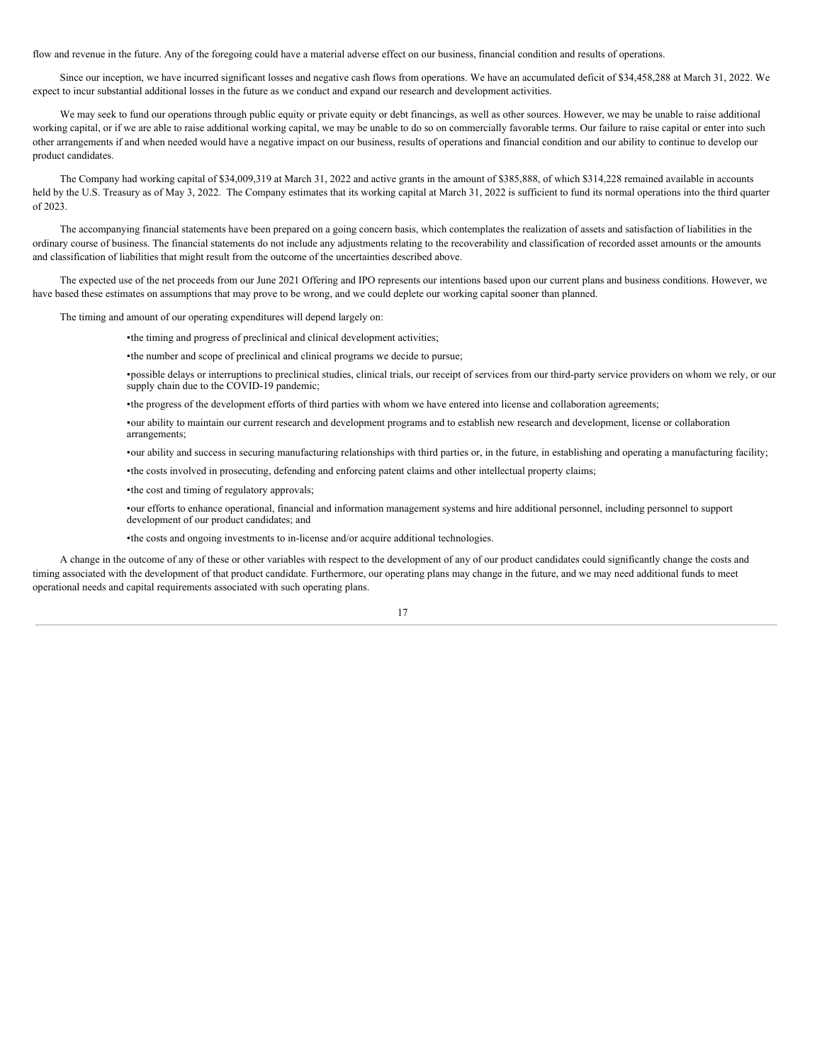flow and revenue in the future. Any of the foregoing could have a material adverse effect on our business, financial condition and results of operations.

Since our inception, we have incurred significant losses and negative cash flows from operations. We have an accumulated deficit of $34,458,288 at March 31, 2022. We expect to incur substantial additional losses in the future as we conduct and expand our research and development activities.

We may seek to fund our operations through public equity or private equity or debt financings, as well as other sources. However, we may be unable to raise additional working capital, or if we are able to raise additional working capital, we may be unable to do so on commercially favorable terms. Our failure to raise capital or enter into such other arrangements if and when needed would have a negative impact on our business, results of operations and financial condition and our ability to continue to develop our product candidates.

The Company had working capital of $34,009,319 at March 31, 2022 and active grants in the amount of $385,888, of which $314,228 remained available in accounts held by the U.S. Treasury as of May 3, 2022. The Company estimates that its working capital at March 31, 2022 is sufficient to fund its normal operations into the third quarter of 2023.

The accompanying financial statements have been prepared on a going concern basis, which contemplates the realization of assets and satisfaction of liabilities in the ordinary course of business. The financial statements do not include any adjustments relating to the recoverability and classification of recorded asset amounts or the amounts and classification of liabilities that might result from the outcome of the uncertainties described above.

The expected use of the net proceeds from our June 2021 Offering and IPO represents our intentions based upon our current plans and business conditions. However, we have based these estimates on assumptions that may prove to be wrong, and we could deplete our working capital sooner than planned.

The timing and amount of our operating expenditures will depend largely on:

- the timing and progress of preclinical and clinical development activities;
- the number and scope of preclinical and clinical programs we decide to pursue;
- possible delays or interruptions to preclinical studies, clinical trials, our receipt of services from our third-party service providers on whom we rely, or our supply chain due to the COVID-19 pandemic;
- the progress of the development efforts of third parties with whom we have entered into license and collaboration agreements;
- our ability to maintain our current research and development programs and to establish new research and development, license or collaboration arrangements;
- our ability and success in securing manufacturing relationships with third parties or, in the future, in establishing and operating a manufacturing facility;
- the costs involved in prosecuting, defending and enforcing patent claims and other intellectual property claims;
- the cost and timing of regulatory approvals;
- our efforts to enhance operational, financial and information management systems and hire additional personnel, including personnel to support development of our product candidates; and
- the costs and ongoing investments to in-license and/or acquire additional technologies.

A change in the outcome of any of these or other variables with respect to the development of any of our product candidates could significantly change the costs and timing associated with the development of that product candidate. Furthermore, our operating plans may change in the future, and we may need additional funds to meet operational needs and capital requirements associated with such operating plans.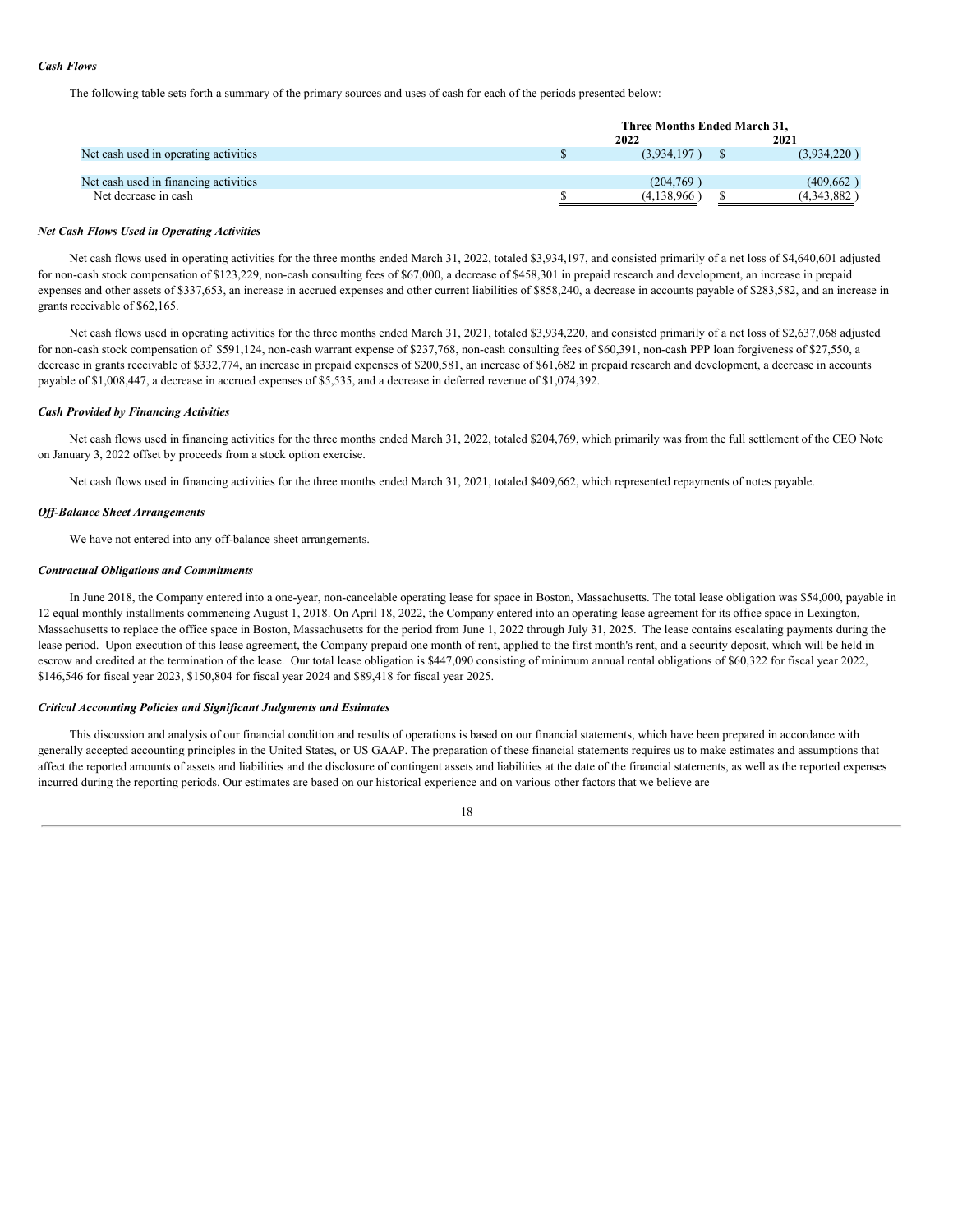***Cash Flows***

The following table sets forth a summary of the primary sources and uses of cash for each of the periods presented below:

| | Three Months Ended March 31, | |
|---|---|---|
| | 2022 | 2021 |
| Net cash used in operating activities | $ (3,934,197 ) | $ (3,934,220 ) |
| Net cash used in financing activities | (204,769 ) | (409,662 ) |
| Net decrease in cash | $ (4,138,966 ) | $ (4,343,882 ) |

***Net Cash Flows Used in Operating Activities***

Net cash flows used in operating activities for the three months ended March 31, 2022, totaled $3,934,197, and consisted primarily of a net loss of $4,640,601 adjusted for non-cash stock compensation of $123,229, non-cash consulting fees of $67,000, a decrease of $458,301 in prepaid research and development, an increase in prepaid expenses and other assets of $337,653, an increase in accrued expenses and other current liabilities of $858,240, a decrease in accounts payable of $283,582, and an increase in grants receivable of $62,165.

Net cash flows used in operating activities for the three months ended March 31, 2021, totaled $3,934,220, and consisted primarily of a net loss of $2,637,068 adjusted for non-cash stock compensation of $591,124, non-cash warrant expense of $237,768, non-cash consulting fees of $60,391, non-cash PPP loan forgiveness of $27,550, a decrease in grants receivable of $332,774, an increase in prepaid expenses of $200,581, an increase of $61,682 in prepaid research and development, a decrease in accounts payable of $1,008,447, a decrease in accrued expenses of $5,535, and a decrease in deferred revenue of $1,074,392.

***Cash Provided by Financing Activities***

Net cash flows used in financing activities for the three months ended March 31, 2022, totaled $204,769, which primarily was from the full settlement of the CEO Note on January 3, 2022 offset by proceeds from a stock option exercise.

Net cash flows used in financing activities for the three months ended March 31, 2021, totaled $409,662, which represented repayments of notes payable.

***Off-Balance Sheet Arrangements***

We have not entered into any off-balance sheet arrangements.

***Contractual Obligations and Commitments***

In June 2018, the Company entered into a one-year, non-cancelable operating lease for space in Boston, Massachusetts. The total lease obligation was $54,000, payable in 12 equal monthly installments commencing August 1, 2018. On April 18, 2022, the Company entered into an operating lease agreement for its office space in Lexington, Massachusetts to replace the office space in Boston, Massachusetts for the period from June 1, 2022 through July 31, 2025. The lease contains escalating payments during the lease period. Upon execution of this lease agreement, the Company prepaid one month of rent, applied to the first month's rent, and a security deposit, which will be held in escrow and credited at the termination of the lease. Our total lease obligation is $447,090 consisting of minimum annual rental obligations of $60,322 for fiscal year 2022, $146,546 for fiscal year 2023, $150,804 for fiscal year 2024 and $89,418 for fiscal year 2025.

***Critical Accounting Policies and Significant Judgments and Estimates***

This discussion and analysis of our financial condition and results of operations is based on our financial statements, which have been prepared in accordance with generally accepted accounting principles in the United States, or US GAAP. The preparation of these financial statements requires us to make estimates and assumptions that affect the reported amounts of assets and liabilities and the disclosure of contingent assets and liabilities at the date of the financial statements, as well as the reported expenses incurred during the reporting periods. Our estimates are based on our historical experience and on various other factors that we believe are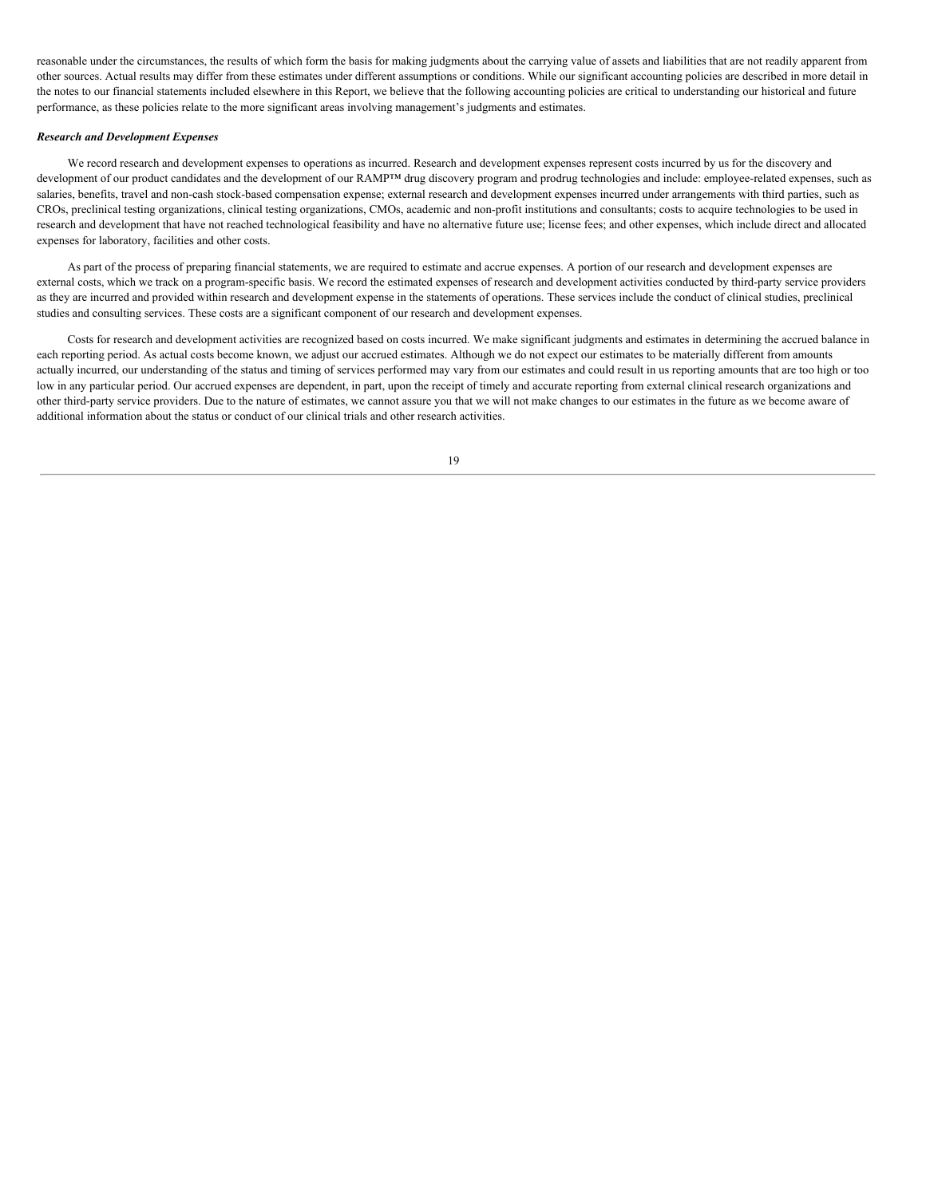reasonable under the circumstances, the results of which form the basis for making judgments about the carrying value of assets and liabilities that are not readily apparent from other sources. Actual results may differ from these estimates under different assumptions or conditions. While our significant accounting policies are described in more detail in the notes to our financial statements included elsewhere in this Report, we believe that the following accounting policies are critical to understanding our historical and future performance, as these policies relate to the more significant areas involving management's judgments and estimates.

***Research and Development Expenses***

We record research and development expenses to operations as incurred. Research and development expenses represent costs incurred by us for the discovery and development of our product candidates and the development of our RAMP™ drug discovery program and prodrug technologies and include: employee-related expenses, such as salaries, benefits, travel and non-cash stock-based compensation expense; external research and development expenses incurred under arrangements with third parties, such as CROs, preclinical testing organizations, clinical testing organizations, CMOs, academic and non-profit institutions and consultants; costs to acquire technologies to be used in research and development that have not reached technological feasibility and have no alternative future use; license fees; and other expenses, which include direct and allocated expenses for laboratory, facilities and other costs.

As part of the process of preparing financial statements, we are required to estimate and accrue expenses. A portion of our research and development expenses are external costs, which we track on a program-specific basis. We record the estimated expenses of research and development activities conducted by third-party service providers as they are incurred and provided within research and development expense in the statements of operations. These services include the conduct of clinical studies, preclinical studies and consulting services. These costs are a significant component of our research and development expenses.

Costs for research and development activities are recognized based on costs incurred. We make significant judgments and estimates in determining the accrued balance in each reporting period. As actual costs become known, we adjust our accrued estimates. Although we do not expect our estimates to be materially different from amounts actually incurred, our understanding of the status and timing of services performed may vary from our estimates and could result in us reporting amounts that are too high or too low in any particular period. Our accrued expenses are dependent, in part, upon the receipt of timely and accurate reporting from external clinical research organizations and other third-party service providers. Due to the nature of estimates, we cannot assure you that we will not make changes to our estimates in the future as we become aware of additional information about the status or conduct of our clinical trials and other research activities.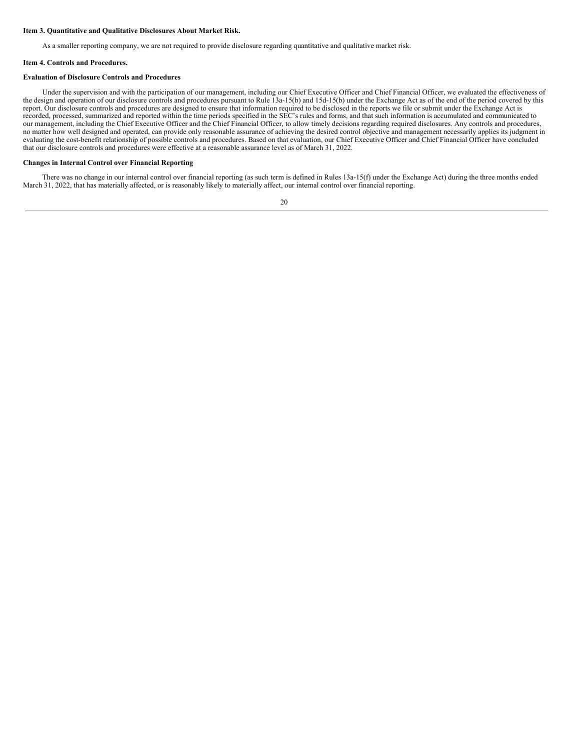### Item 3. Quantitative and Qualitative Disclosures About Market Risk.

As a smaller reporting company, we are not required to provide disclosure regarding quantitative and qualitative market risk.

### Item 4. Controls and Procedures.

**Evaluation of Disclosure Controls and Procedures**

Under the supervision and with the participation of our management, including our Chief Executive Officer and Chief Financial Officer, we evaluated the effectiveness of the design and operation of our disclosure controls and procedures pursuant to Rule 13a-15(b) and 15d-15(b) under the Exchange Act as of the end of the period covered by this report. Our disclosure controls and procedures are designed to ensure that information required to be disclosed in the reports we file or submit under the Exchange Act is recorded, processed, summarized and reported within the time periods specified in the SEC's rules and forms, and that such information is accumulated and communicated to our management, including the Chief Executive Officer and the Chief Financial Officer, to allow timely decisions regarding required disclosures. Any controls and procedures, no matter how well designed and operated, can provide only reasonable assurance of achieving the desired control objective and management necessarily applies its judgment in evaluating the cost-benefit relationship of possible controls and procedures. Based on that evaluation, our Chief Executive Officer and Chief Financial Officer have concluded that our disclosure controls and procedures were effective at a reasonable assurance level as of March 31, 2022.

**Changes in Internal Control over Financial Reporting**

There was no change in our internal control over financial reporting (as such term is defined in Rules 13a-15(f) under the Exchange Act) during the three months ended March 31, 2022, that has materially affected, or is reasonably likely to materially affect, our internal control over financial reporting.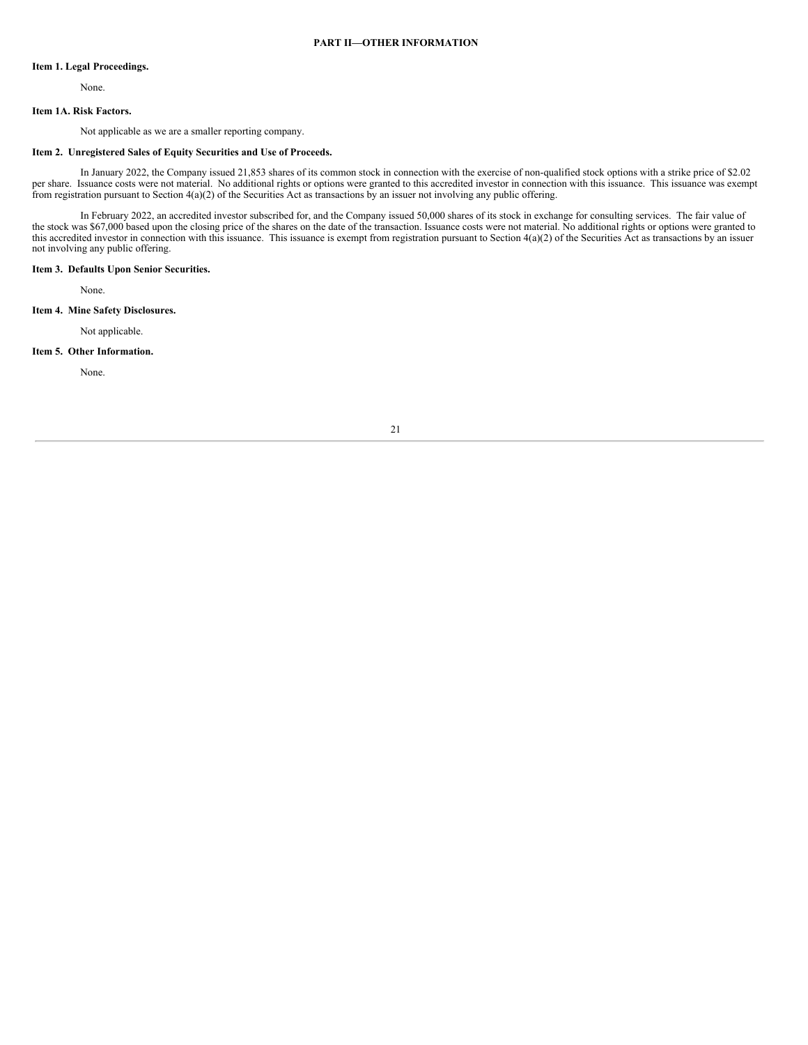## PART II—OTHER INFORMATION

**Item 1. Legal Proceedings.**

None.

**Item 1A. Risk Factors.**

Not applicable as we are a smaller reporting company.

**Item 2. Unregistered Sales of Equity Securities and Use of Proceeds.**

In January 2022, the Company issued 21,853 shares of its common stock in connection with the exercise of non-qualified stock options with a strike price of $2.02 per share. Issuance costs were not material. No additional rights or options were granted to this accredited investor in connection with this issuance. This issuance was exempt from registration pursuant to Section 4(a)(2) of the Securities Act as transactions by an issuer not involving any public offering.

In February 2022, an accredited investor subscribed for, and the Company issued 50,000 shares of its stock in exchange for consulting services. The fair value of the stock was $67,000 based upon the closing price of the shares on the date of the transaction. Issuance costs were not material. No additional rights or options were granted to this accredited investor in connection with this issuance. This issuance is exempt from registration pursuant to Section 4(a)(2) of the Securities Act as transactions by an issuer not involving any public offering.

**Item 3. Defaults Upon Senior Securities.**

None.

**Item 4. Mine Safety Disclosures.**

Not applicable.

**Item 5. Other Information.**

None.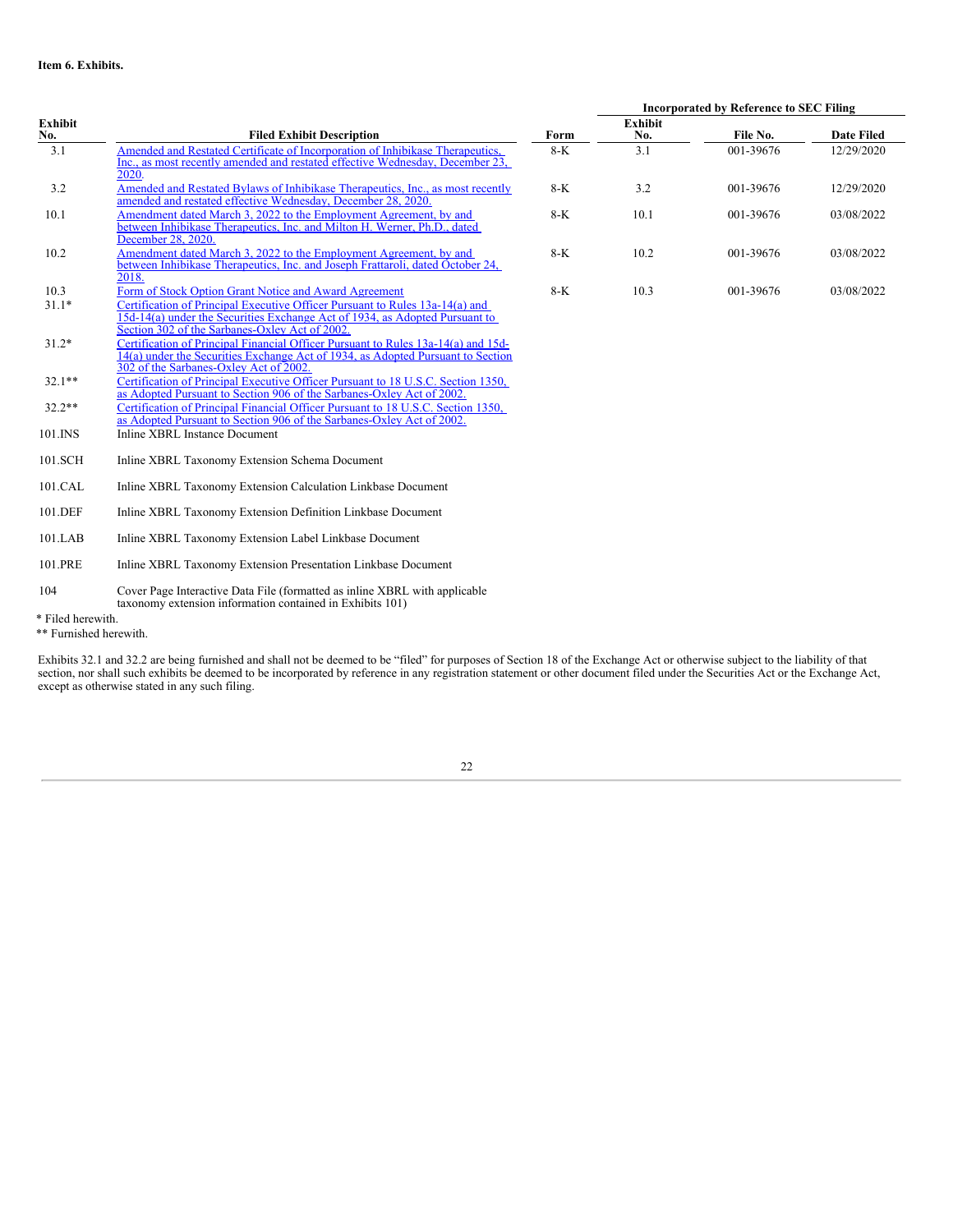**Item 6. Exhibits.**

| Exhibit No. | Filed Exhibit Description | Incorporated by Reference to SEC Filing | | | |
|---|---|---|---|---|---|
| | | Form | Exhibit No. | File No. | Date Filed |
| 3.1 | Amended and Restated Certificate of Incorporation of Inhibikase Therapeutics, Inc., as most recently amended and restated effective Wednesday, December 23, 2020. | 8-K | 3.1 | 001-39676 | 12/29/2020 |
| 3.2 | Amended and Restated Bylaws of Inhibikase Therapeutics, Inc., as most recently amended and restated effective Wednesday, December 28, 2020. | 8-K | 3.2 | 001-39676 | 12/29/2020 |
| 10.1 | Amendment dated March 3, 2022 to the Employment Agreement, by and between Inhibikase Therapeutics, Inc. and Milton H. Werner, Ph.D., dated December 28, 2020. | 8-K | 10.1 | 001-39676 | 03/08/2022 |
| 10.2 | Amendment dated March 3, 2022 to the Employment Agreement, by and between Inhibikase Therapeutics, Inc. and Joseph Frattaroli, dated October 24, 2018. | 8-K | 10.2 | 001-39676 | 03/08/2022 |
| 10.3 | Form of Stock Option Grant Notice and Award Agreement | 8-K | 10.3 | 001-39676 | 03/08/2022 |
| 31.1* | Certification of Principal Executive Officer Pursuant to Rules 13a-14(a) and 15d-14(a) under the Securities Exchange Act of 1934, as Adopted Pursuant to Section 302 of the Sarbanes-Oxley Act of 2002. | | | | |
| 31.2* | Certification of Principal Financial Officer Pursuant to Rules 13a-14(a) and 15d-14(a) under the Securities Exchange Act of 1934, as Adopted Pursuant to Section 302 of the Sarbanes-Oxley Act of 2002. | | | | |
| 32.1** | Certification of Principal Executive Officer Pursuant to 18 U.S.C. Section 1350, as Adopted Pursuant to Section 906 of the Sarbanes-Oxley Act of 2002. | | | | |
| 32.2** | Certification of Principal Financial Officer Pursuant to 18 U.S.C. Section 1350, as Adopted Pursuant to Section 906 of the Sarbanes-Oxley Act of 2002. | | | | |
| 101.INS | Inline XBRL Instance Document | | | | |
| 101.SCH | Inline XBRL Taxonomy Extension Schema Document | | | | |
| 101.CAL | Inline XBRL Taxonomy Extension Calculation Linkbase Document | | | | |
| 101.DEF | Inline XBRL Taxonomy Extension Definition Linkbase Document | | | | |
| 101.LAB | Inline XBRL Taxonomy Extension Label Linkbase Document | | | | |
| 101.PRE | Inline XBRL Taxonomy Extension Presentation Linkbase Document | | | | |
| 104 | Cover Page Interactive Data File (formatted as inline XBRL with applicable taxonomy extension information contained in Exhibits 101) | | | | |

\* Filed herewith.

\*\* Furnished herewith.

Exhibits 32.1 and 32.2 are being furnished and shall not be deemed to be "filed" for purposes of Section 18 of the Exchange Act or otherwise subject to the liability of that section, nor shall such exhibits be deemed to be incorporated by reference in any registration statement or other document filed under the Securities Act or the Exchange Act, except as otherwise stated in any such filing.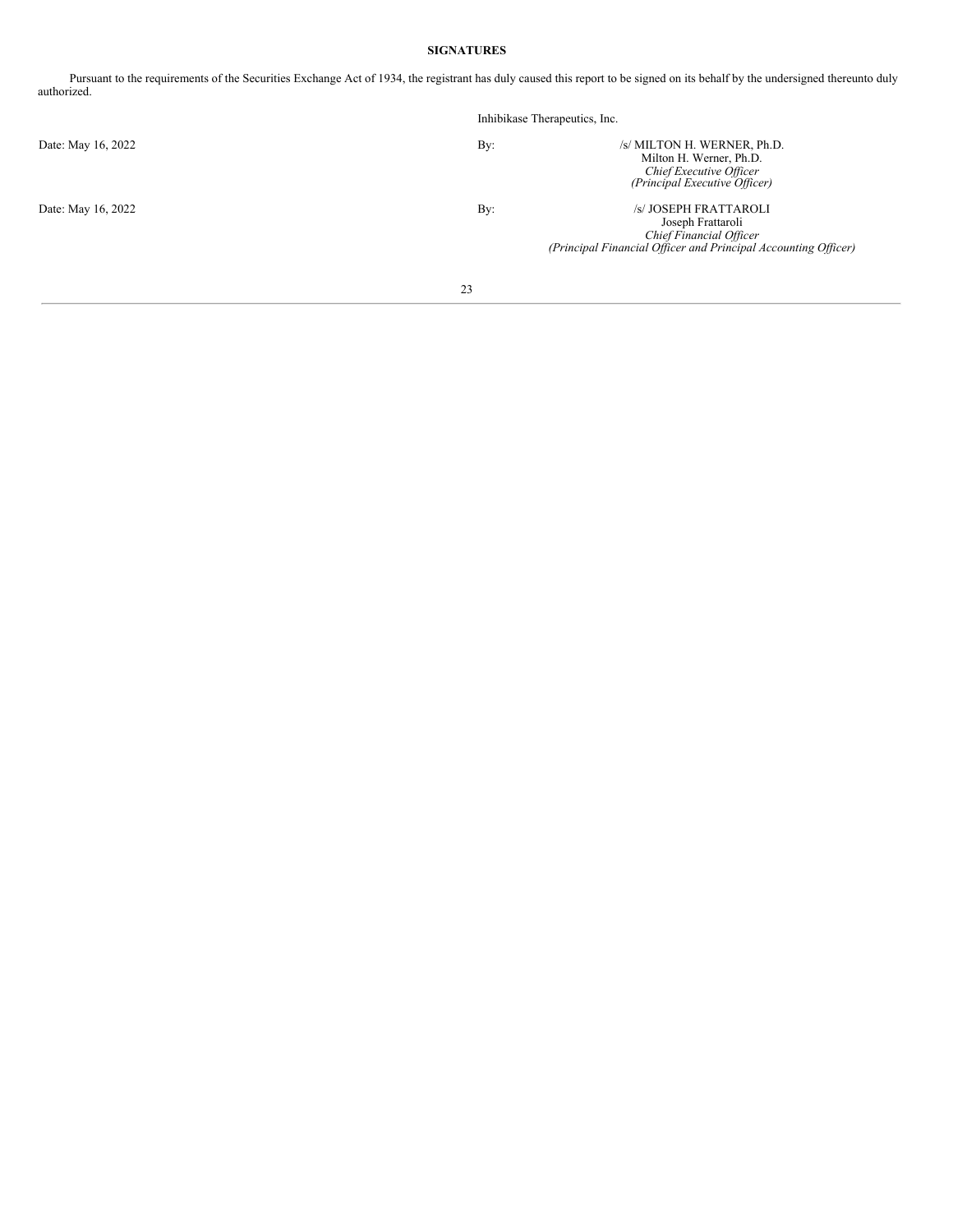**SIGNATURES**

Pursuant to the requirements of the Securities Exchange Act of 1934, the registrant has duly caused this report to be signed on its behalf by the undersigned thereunto duly authorized.

Inhibikase Therapeutics, Inc.

Date: May 16, 2022

By: /s/ MILTON H. WERNER, Ph.D.
Milton H. Werner, Ph.D.
*Chief Executive Officer*
*(Principal Executive Officer)*

Date: May 16, 2022

By: /s/ JOSEPH FRATTAROLI
Joseph Frattaroli
*Chief Financial Officer*
*(Principal Financial Officer and Principal Accounting Officer)*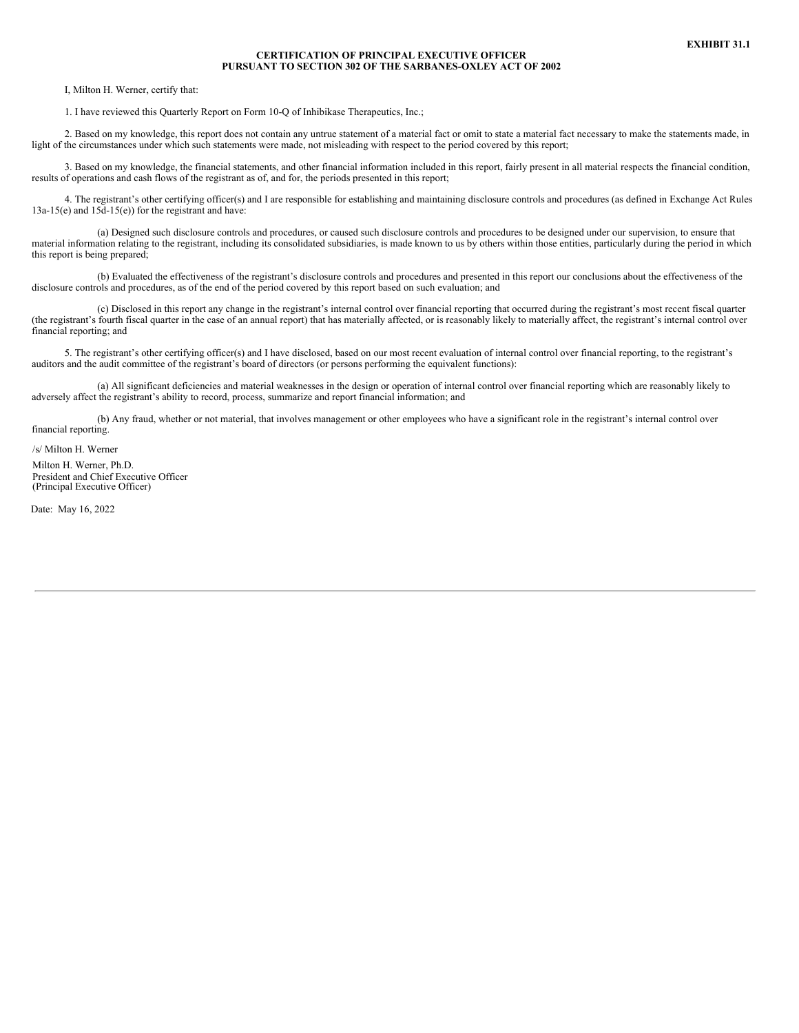**EXHIBIT 31.1**

**CERTIFICATION OF PRINCIPAL EXECUTIVE OFFICER**
**PURSUANT TO SECTION 302 OF THE SARBANES-OXLEY ACT OF 2002**

I, Milton H. Werner, certify that:

1. I have reviewed this Quarterly Report on Form 10-Q of Inhibikase Therapeutics, Inc.;

2. Based on my knowledge, this report does not contain any untrue statement of a material fact or omit to state a material fact necessary to make the statements made, in light of the circumstances under which such statements were made, not misleading with respect to the period covered by this report;

3. Based on my knowledge, the financial statements, and other financial information included in this report, fairly present in all material respects the financial condition, results of operations and cash flows of the registrant as of, and for, the periods presented in this report;

4. The registrant's other certifying officer(s) and I are responsible for establishing and maintaining disclosure controls and procedures (as defined in Exchange Act Rules 13a-15(e) and 15d-15(e)) for the registrant and have:

(a) Designed such disclosure controls and procedures, or caused such disclosure controls and procedures to be designed under our supervision, to ensure that material information relating to the registrant, including its consolidated subsidiaries, is made known to us by others within those entities, particularly during the period in which this report is being prepared;

(b) Evaluated the effectiveness of the registrant's disclosure controls and procedures and presented in this report our conclusions about the effectiveness of the disclosure controls and procedures, as of the end of the period covered by this report based on such evaluation; and

(c) Disclosed in this report any change in the registrant's internal control over financial reporting that occurred during the registrant's most recent fiscal quarter (the registrant's fourth fiscal quarter in the case of an annual report) that has materially affected, or is reasonably likely to materially affect, the registrant's internal control over financial reporting; and

5. The registrant's other certifying officer(s) and I have disclosed, based on our most recent evaluation of internal control over financial reporting, to the registrant's auditors and the audit committee of the registrant's board of directors (or persons performing the equivalent functions):

(a) All significant deficiencies and material weaknesses in the design or operation of internal control over financial reporting which are reasonably likely to adversely affect the registrant's ability to record, process, summarize and report financial information; and

(b) Any fraud, whether or not material, that involves management or other employees who have a significant role in the registrant's internal control over financial reporting.

/s/ Milton H. Werner

Milton H. Werner, Ph.D.
President and Chief Executive Officer
(Principal Executive Officer)

Date: May 16, 2022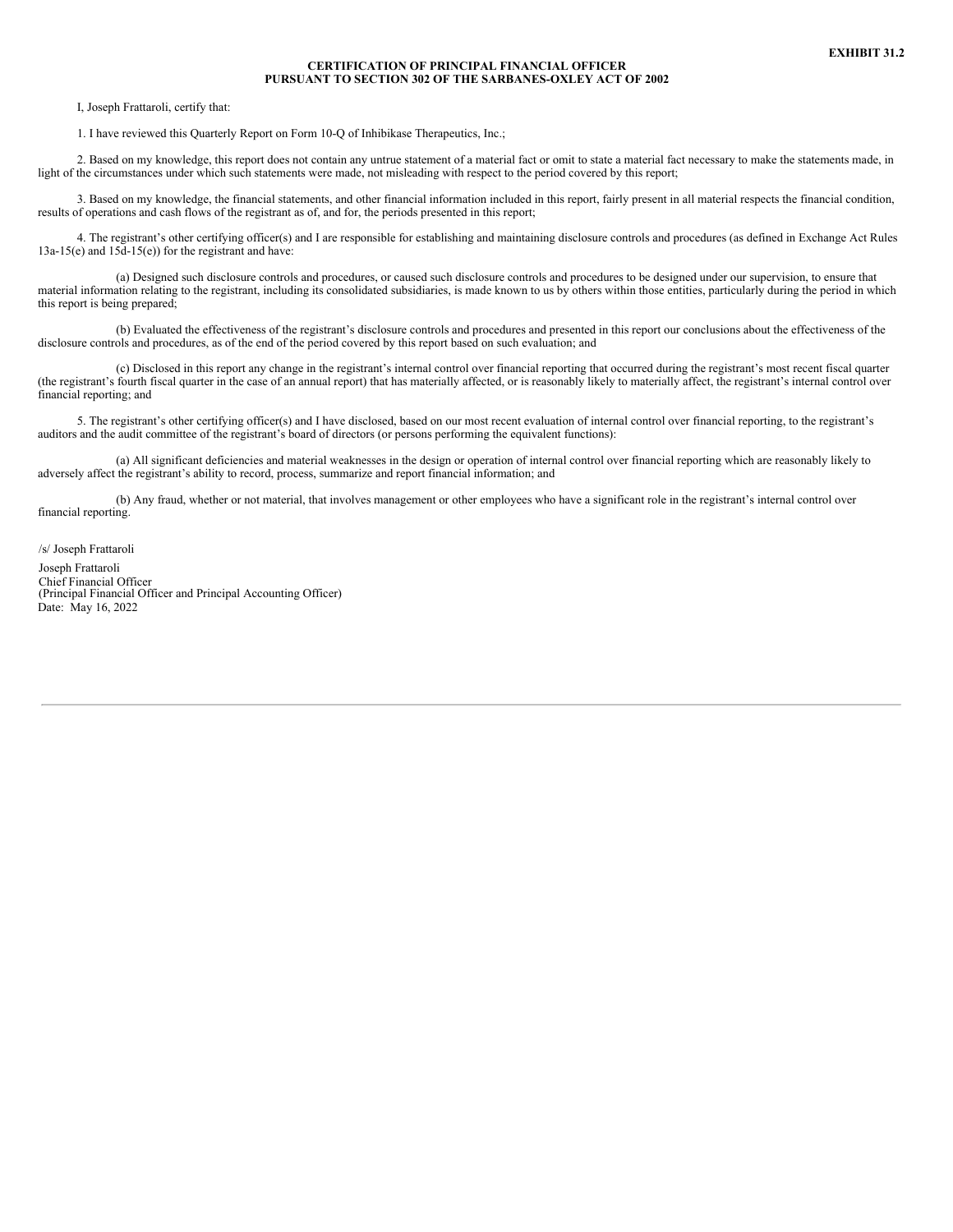**EXHIBIT 31.2**

**CERTIFICATION OF PRINCIPAL FINANCIAL OFFICER**
**PURSUANT TO SECTION 302 OF THE SARBANES-OXLEY ACT OF 2002**

I, Joseph Frattaroli, certify that:

1. I have reviewed this Quarterly Report on Form 10-Q of Inhibikase Therapeutics, Inc.;

2. Based on my knowledge, this report does not contain any untrue statement of a material fact or omit to state a material fact necessary to make the statements made, in light of the circumstances under which such statements were made, not misleading with respect to the period covered by this report;

3. Based on my knowledge, the financial statements, and other financial information included in this report, fairly present in all material respects the financial condition, results of operations and cash flows of the registrant as of, and for, the periods presented in this report;

4. The registrant's other certifying officer(s) and I are responsible for establishing and maintaining disclosure controls and procedures (as defined in Exchange Act Rules 13a-15(e) and 15d-15(e)) for the registrant and have:

(a) Designed such disclosure controls and procedures, or caused such disclosure controls and procedures to be designed under our supervision, to ensure that material information relating to the registrant, including its consolidated subsidiaries, is made known to us by others within those entities, particularly during the period in which this report is being prepared;

(b) Evaluated the effectiveness of the registrant's disclosure controls and procedures and presented in this report our conclusions about the effectiveness of the disclosure controls and procedures, as of the end of the period covered by this report based on such evaluation; and

(c) Disclosed in this report any change in the registrant's internal control over financial reporting that occurred during the registrant's most recent fiscal quarter (the registrant's fourth fiscal quarter in the case of an annual report) that has materially affected, or is reasonably likely to materially affect, the registrant's internal control over financial reporting; and

5. The registrant's other certifying officer(s) and I have disclosed, based on our most recent evaluation of internal control over financial reporting, to the registrant's auditors and the audit committee of the registrant's board of directors (or persons performing the equivalent functions):

(a) All significant deficiencies and material weaknesses in the design or operation of internal control over financial reporting which are reasonably likely to adversely affect the registrant's ability to record, process, summarize and report financial information; and

(b) Any fraud, whether or not material, that involves management or other employees who have a significant role in the registrant's internal control over financial reporting.

/s/ Joseph Frattaroli

Joseph Frattaroli
Chief Financial Officer
(Principal Financial Officer and Principal Accounting Officer)
Date: May 16, 2022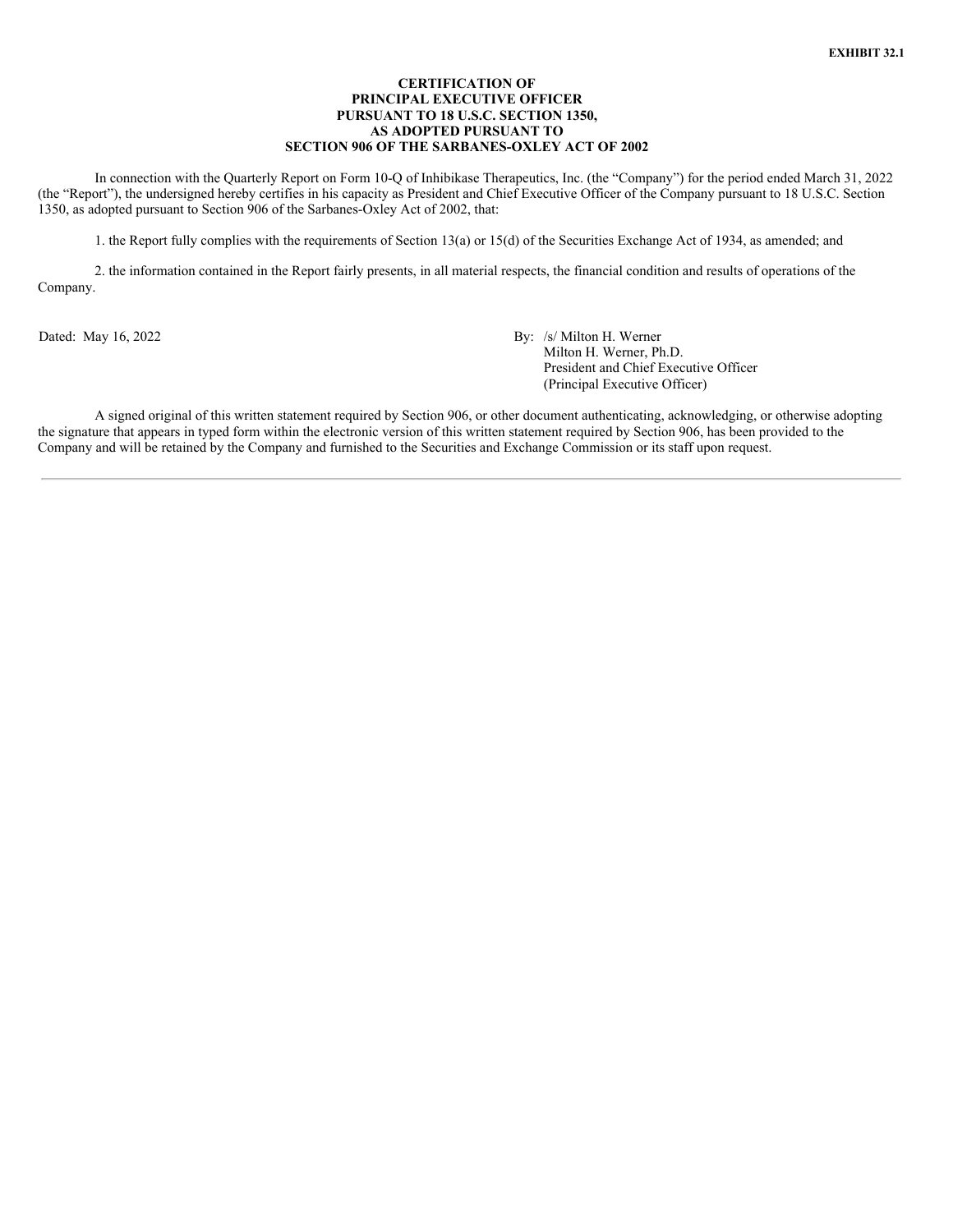**EXHIBIT 32.1**

**CERTIFICATION OF**
**PRINCIPAL EXECUTIVE OFFICER**
**PURSUANT TO 18 U.S.C. SECTION 1350,**
**AS ADOPTED PURSUANT TO**
**SECTION 906 OF THE SARBANES-OXLEY ACT OF 2002**

In connection with the Quarterly Report on Form 10-Q of Inhibikase Therapeutics, Inc. (the "Company") for the period ended March 31, 2022 (the "Report"), the undersigned hereby certifies in his capacity as President and Chief Executive Officer of the Company pursuant to 18 U.S.C. Section 1350, as adopted pursuant to Section 906 of the Sarbanes-Oxley Act of 2002, that:

1. the Report fully complies with the requirements of Section 13(a) or 15(d) of the Securities Exchange Act of 1934, as amended; and

2. the information contained in the Report fairly presents, in all material respects, the financial condition and results of operations of the Company.

Dated: May 16, 2022

By: /s/ Milton H. Werner
Milton H. Werner, Ph.D.
President and Chief Executive Officer
(Principal Executive Officer)

A signed original of this written statement required by Section 906, or other document authenticating, acknowledging, or otherwise adopting the signature that appears in typed form within the electronic version of this written statement required by Section 906, has been provided to the Company and will be retained by the Company and furnished to the Securities and Exchange Commission or its staff upon request.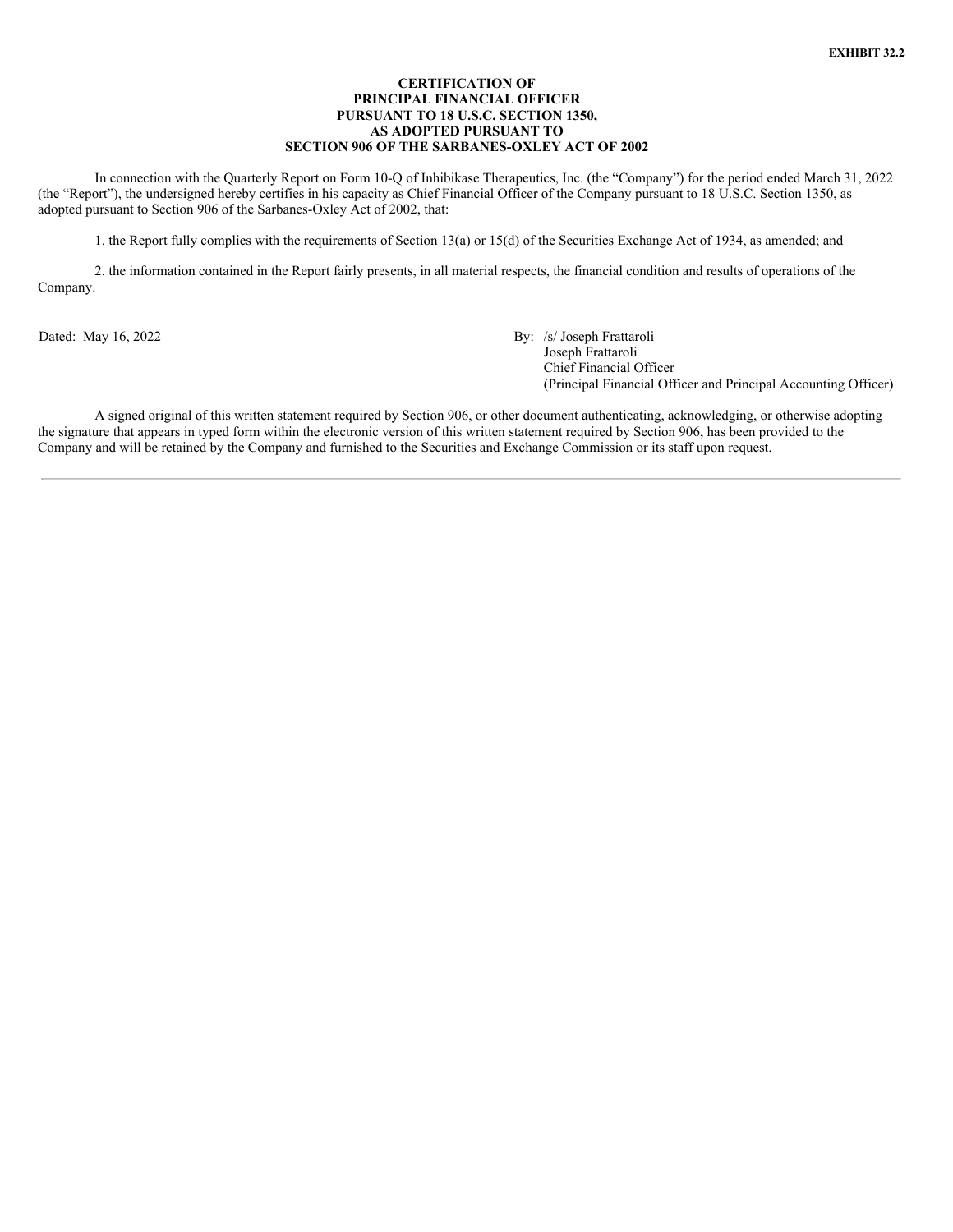**EXHIBIT 32.2**

**CERTIFICATION OF**
**PRINCIPAL FINANCIAL OFFICER**
**PURSUANT TO 18 U.S.C. SECTION 1350,**
**AS ADOPTED PURSUANT TO**
**SECTION 906 OF THE SARBANES-OXLEY ACT OF 2002**

In connection with the Quarterly Report on Form 10-Q of Inhibikase Therapeutics, Inc. (the "Company") for the period ended March 31, 2022 (the "Report"), the undersigned hereby certifies in his capacity as Chief Financial Officer of the Company pursuant to 18 U.S.C. Section 1350, as adopted pursuant to Section 906 of the Sarbanes-Oxley Act of 2002, that:

1. the Report fully complies with the requirements of Section 13(a) or 15(d) of the Securities Exchange Act of 1934, as amended; and

2. the information contained in the Report fairly presents, in all material respects, the financial condition and results of operations of the Company.

Dated: May 16, 2022

By: /s/ Joseph Frattaroli
Joseph Frattaroli
Chief Financial Officer
(Principal Financial Officer and Principal Accounting Officer)

A signed original of this written statement required by Section 906, or other document authenticating, acknowledging, or otherwise adopting the signature that appears in typed form within the electronic version of this written statement required by Section 906, has been provided to the Company and will be retained by the Company and furnished to the Securities and Exchange Commission or its staff upon request.